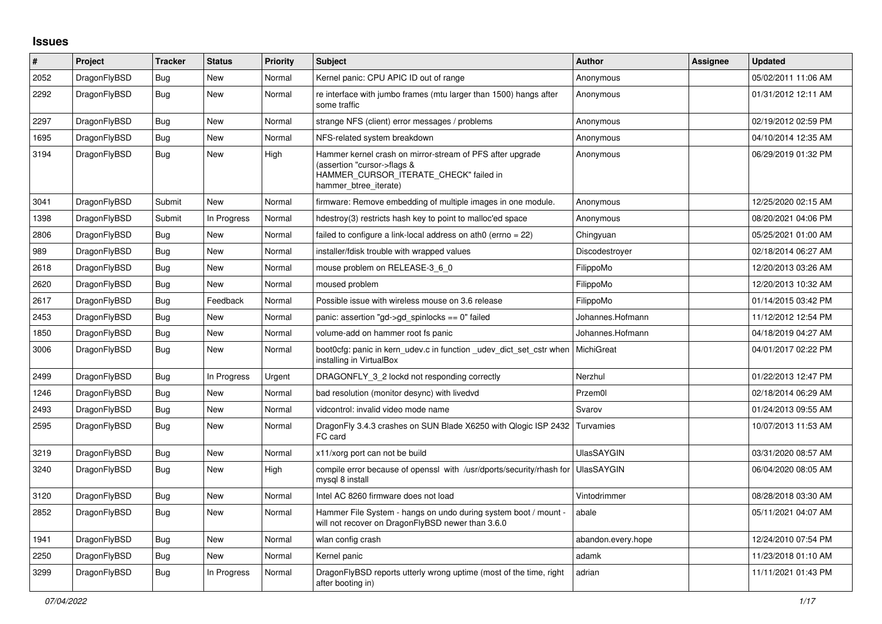# Issues

| # | Project | Tracker | Status | Priority | Subject | Author | Assignee | Updated |
|---|---|---|---|---|---|---|---|---|
| 2052 | DragonFlyBSD | Bug | New | Normal | Kernel panic: CPU APIC ID out of range | Anonymous | | 05/02/2011 11:06 AM |
| 2292 | DragonFlyBSD | Bug | New | Normal | re interface with jumbo frames (mtu larger than 1500) hangs after some traffic | Anonymous | | 01/31/2012 12:11 AM |
| 2297 | DragonFlyBSD | Bug | New | Normal | strange NFS (client) error messages / problems | Anonymous | | 02/19/2012 02:59 PM |
| 1695 | DragonFlyBSD | Bug | New | Normal | NFS-related system breakdown | Anonymous | | 04/10/2014 12:35 AM |
| 3194 | DragonFlyBSD | Bug | New | High | Hammer kernel crash on mirror-stream of PFS after upgrade (assertion "cursor->flags & HAMMER_CURSOR_ITERATE_CHECK" failed in hammer_btree_iterate) | Anonymous | | 06/29/2019 01:32 PM |
| 3041 | DragonFlyBSD | Submit | New | Normal | firmware: Remove embedding of multiple images in one module. | Anonymous | | 12/25/2020 02:15 AM |
| 1398 | DragonFlyBSD | Submit | In Progress | Normal | hdestroy(3) restricts hash key to point to malloc'ed space | Anonymous | | 08/20/2021 04:06 PM |
| 2806 | DragonFlyBSD | Bug | New | Normal | failed to configure a link-local address on ath0 (errno = 22) | Chingyuan | | 05/25/2021 01:00 AM |
| 989 | DragonFlyBSD | Bug | New | Normal | installer/fdisk trouble with wrapped values | Discodestroyer | | 02/18/2014 06:27 AM |
| 2618 | DragonFlyBSD | Bug | New | Normal | mouse problem on RELEASE-3_6_0 | FilippoMo | | 12/20/2013 03:26 AM |
| 2620 | DragonFlyBSD | Bug | New | Normal | moused problem | FilippoMo | | 12/20/2013 10:32 AM |
| 2617 | DragonFlyBSD | Bug | Feedback | Normal | Possible issue with wireless mouse on 3.6 release | FilippoMo | | 01/14/2015 03:42 PM |
| 2453 | DragonFlyBSD | Bug | New | Normal | panic: assertion "gd->gd_spinlocks == 0" failed | Johannes.Hofmann | | 11/12/2012 12:54 PM |
| 1850 | DragonFlyBSD | Bug | New | Normal | volume-add on hammer root fs panic | Johannes.Hofmann | | 04/18/2019 04:27 AM |
| 3006 | DragonFlyBSD | Bug | New | Normal | boot0cfg: panic in kern_udev.c in function _udev_dict_set_cstr when installing in VirtualBox | MichiGreat | | 04/01/2017 02:22 PM |
| 2499 | DragonFlyBSD | Bug | In Progress | Urgent | DRAGONFLY_3_2 lockd not responding correctly | Nerzhul | | 01/22/2013 12:47 PM |
| 1246 | DragonFlyBSD | Bug | New | Normal | bad resolution (monitor desync) with livedvd | Przem0l | | 02/18/2014 06:29 AM |
| 2493 | DragonFlyBSD | Bug | New | Normal | vidcontrol: invalid video mode name | Svarov | | 01/24/2013 09:55 AM |
| 2595 | DragonFlyBSD | Bug | New | Normal | DragonFly 3.4.3 crashes on SUN Blade X6250 with Qlogic ISP 2432 FC card | Turvamies | | 10/07/2013 11:53 AM |
| 3219 | DragonFlyBSD | Bug | New | Normal | x11/xorg port can not be build | UlasSAYGIN | | 03/31/2020 08:57 AM |
| 3240 | DragonFlyBSD | Bug | New | High | compile error because of openssl with /usr/dports/security/rhash for mysql 8 install | UlasSAYGIN | | 06/04/2020 08:05 AM |
| 3120 | DragonFlyBSD | Bug | New | Normal | Intel AC 8260 firmware does not load | Vintodrimmer | | 08/28/2018 03:30 AM |
| 2852 | DragonFlyBSD | Bug | New | Normal | Hammer File System - hangs on undo during system boot / mount - will not recover on DragonFlyBSD newer than 3.6.0 | abale | | 05/11/2021 04:07 AM |
| 1941 | DragonFlyBSD | Bug | New | Normal | wlan config crash | abandon.every.hope | | 12/24/2010 07:54 PM |
| 2250 | DragonFlyBSD | Bug | New | Normal | Kernel panic | adamk | | 11/23/2018 01:10 AM |
| 3299 | DragonFlyBSD | Bug | In Progress | Normal | DragonFlyBSD reports utterly wrong uptime (most of the time, right after booting in) | adrian | | 11/11/2021 01:43 PM |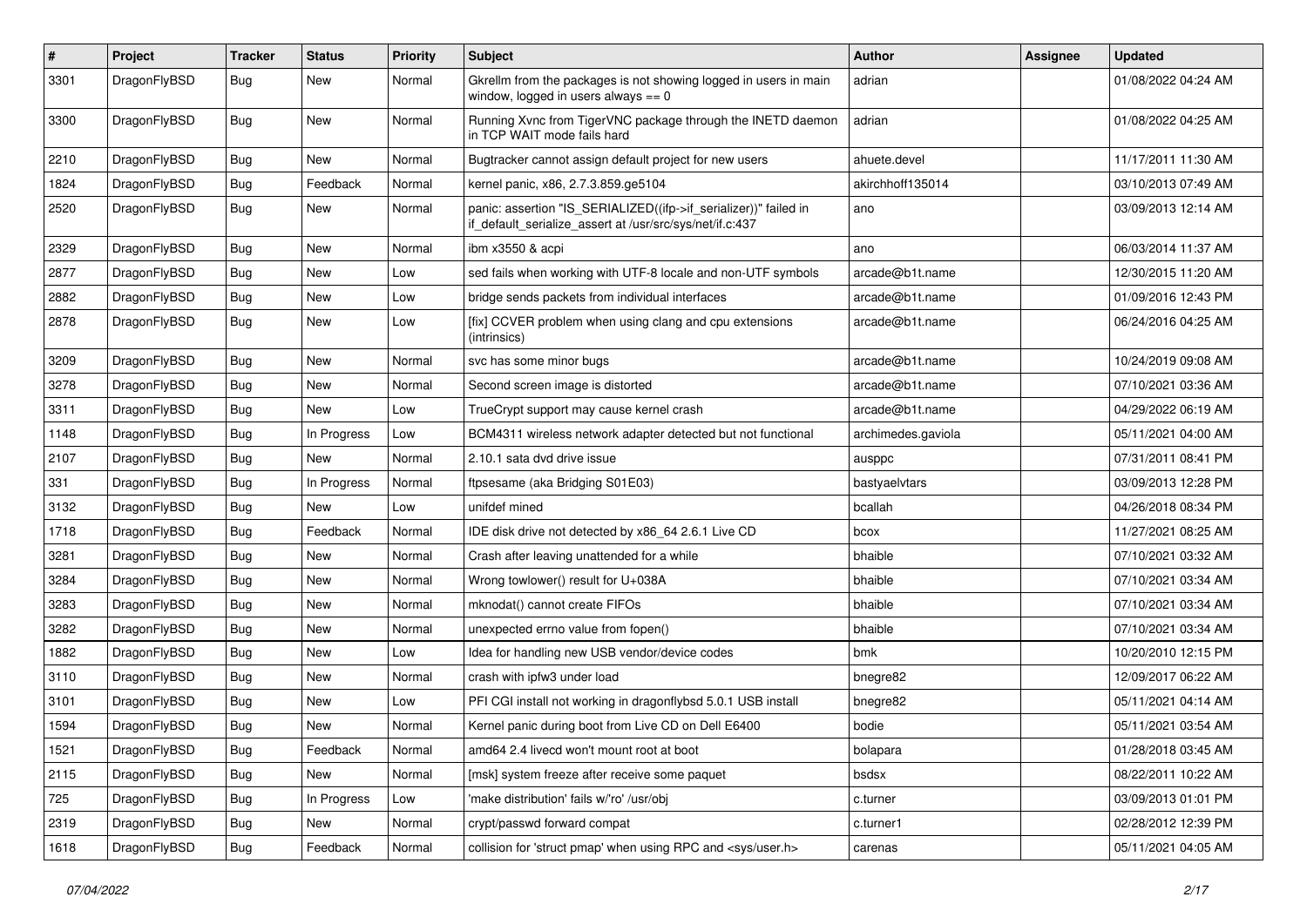| # | Project | Tracker | Status | Priority | Subject | Author | Assignee | Updated |
|---|---|---|---|---|---|---|---|---|
| 3301 | DragonFlyBSD | Bug | New | Normal | Gkrellm from the packages is not showing logged in users in main window, logged in users always == 0 | adrian | | 01/08/2022 04:24 AM |
| 3300 | DragonFlyBSD | Bug | New | Normal | Running Xvnc from TigerVNC package through the INETD daemon in TCP WAIT mode fails hard | adrian | | 01/08/2022 04:25 AM |
| 2210 | DragonFlyBSD | Bug | New | Normal | Bugtracker cannot assign default project for new users | ahuete.devel | | 11/17/2011 11:30 AM |
| 1824 | DragonFlyBSD | Bug | Feedback | Normal | kernel panic, x86, 2.7.3.859.ge5104 | akirchhoff135014 | | 03/10/2013 07:49 AM |
| 2520 | DragonFlyBSD | Bug | New | Normal | panic: assertion "IS_SERIALIZED((ifp->if_serializer))" failed in if_default_serialize_assert at /usr/src/sys/net/if.c:437 | ano | | 03/09/2013 12:14 AM |
| 2329 | DragonFlyBSD | Bug | New | Normal | ibm x3550 & acpi | ano | | 06/03/2014 11:37 AM |
| 2877 | DragonFlyBSD | Bug | New | Low | sed fails when working with UTF-8 locale and non-UTF symbols | arcade@b1t.name | | 12/30/2015 11:20 AM |
| 2882 | DragonFlyBSD | Bug | New | Low | bridge sends packets from individual interfaces | arcade@b1t.name | | 01/09/2016 12:43 PM |
| 2878 | DragonFlyBSD | Bug | New | Low | [fix] CCVER problem when using clang and cpu extensions (intrinsics) | arcade@b1t.name | | 06/24/2016 04:25 AM |
| 3209 | DragonFlyBSD | Bug | New | Normal | svc has some minor bugs | arcade@b1t.name | | 10/24/2019 09:08 AM |
| 3278 | DragonFlyBSD | Bug | New | Normal | Second screen image is distorted | arcade@b1t.name | | 07/10/2021 03:36 AM |
| 3311 | DragonFlyBSD | Bug | New | Low | TrueCrypt support may cause kernel crash | arcade@b1t.name | | 04/29/2022 06:19 AM |
| 1148 | DragonFlyBSD | Bug | In Progress | Low | BCM4311 wireless network adapter detected but not functional | archimedes.gaviola | | 05/11/2021 04:00 AM |
| 2107 | DragonFlyBSD | Bug | New | Normal | 2.10.1 sata dvd drive issue | ausppc | | 07/31/2011 08:41 PM |
| 331 | DragonFlyBSD | Bug | In Progress | Normal | ftpsesame (aka Bridging S01E03) | bastyaelvtars | | 03/09/2013 12:28 PM |
| 3132 | DragonFlyBSD | Bug | New | Low | unifdef mined | bcallah | | 04/26/2018 08:34 PM |
| 1718 | DragonFlyBSD | Bug | Feedback | Normal | IDE disk drive not detected by x86_64 2.6.1 Live CD | bcox | | 11/27/2021 08:25 AM |
| 3281 | DragonFlyBSD | Bug | New | Normal | Crash after leaving unattended for a while | bhaible | | 07/10/2021 03:32 AM |
| 3284 | DragonFlyBSD | Bug | New | Normal | Wrong towlower() result for U+038A | bhaible | | 07/10/2021 03:34 AM |
| 3283 | DragonFlyBSD | Bug | New | Normal | mknodat() cannot create FIFOs | bhaible | | 07/10/2021 03:34 AM |
| 3282 | DragonFlyBSD | Bug | New | Normal | unexpected errno value from fopen() | bhaible | | 07/10/2021 03:34 AM |
| 1882 | DragonFlyBSD | Bug | New | Low | Idea for handling new USB vendor/device codes | bmk | | 10/20/2010 12:15 PM |
| 3110 | DragonFlyBSD | Bug | New | Normal | crash with ipfw3 under load | bnegre82 | | 12/09/2017 06:22 AM |
| 3101 | DragonFlyBSD | Bug | New | Low | PFI CGI install not working in dragonflybsd 5.0.1 USB install | bnegre82 | | 05/11/2021 04:14 AM |
| 1594 | DragonFlyBSD | Bug | New | Normal | Kernel panic during boot from Live CD on Dell E6400 | bodie | | 05/11/2021 03:54 AM |
| 1521 | DragonFlyBSD | Bug | Feedback | Normal | amd64 2.4 livecd won't mount root at boot | bolapara | | 01/28/2018 03:45 AM |
| 2115 | DragonFlyBSD | Bug | New | Normal | [msk] system freeze after receive some paquet | bsdsx | | 08/22/2011 10:22 AM |
| 725 | DragonFlyBSD | Bug | In Progress | Low | 'make distribution' fails w/'ro' /usr/obj | c.turner | | 03/09/2013 01:01 PM |
| 2319 | DragonFlyBSD | Bug | New | Normal | crypt/passwd forward compat | c.turner1 | | 02/28/2012 12:39 PM |
| 1618 | DragonFlyBSD | Bug | Feedback | Normal | collision for 'struct pmap' when using RPC and <sys/user.h> | carenas | | 05/11/2021 04:05 AM |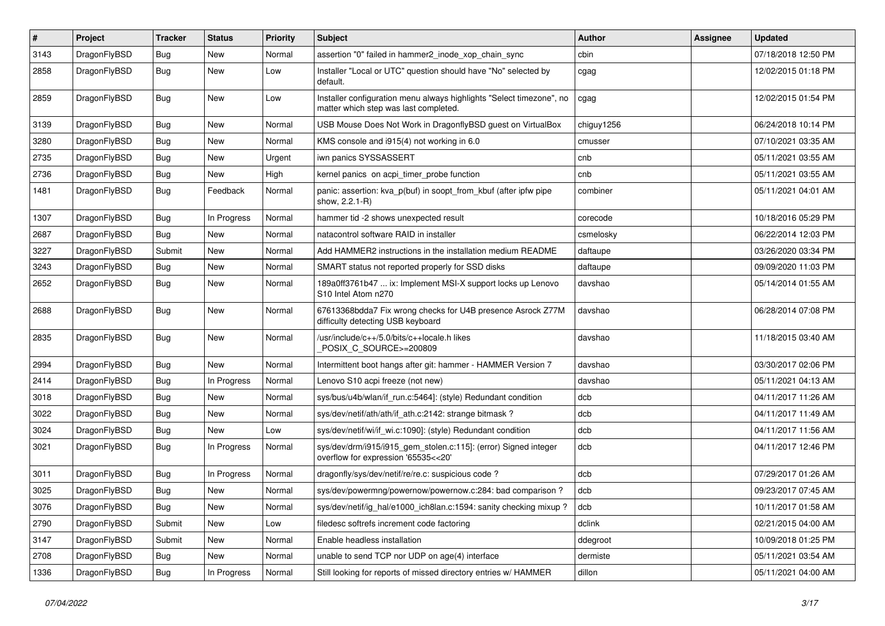| # | Project | Tracker | Status | Priority | Subject | Author | Assignee | Updated |
|---|---|---|---|---|---|---|---|---|
| 3143 | DragonFlyBSD | Bug | New | Normal | assertion "0" failed in hammer2_inode_xop_chain_sync | cbin | | 07/18/2018 12:50 PM |
| 2858 | DragonFlyBSD | Bug | New | Low | Installer "Local or UTC" question should have "No" selected by default. | cgag | | 12/02/2015 01:18 PM |
| 2859 | DragonFlyBSD | Bug | New | Low | Installer configuration menu always highlights "Select timezone", no matter which step was last completed. | cgag | | 12/02/2015 01:54 PM |
| 3139 | DragonFlyBSD | Bug | New | Normal | USB Mouse Does Not Work in DragonflyBSD guest on VirtualBox | chiguy1256 | | 06/24/2018 10:14 PM |
| 3280 | DragonFlyBSD | Bug | New | Normal | KMS console and i915(4) not working in 6.0 | cmusser | | 07/10/2021 03:35 AM |
| 2735 | DragonFlyBSD | Bug | New | Urgent | iwn panics SYSSASSERT | cnb | | 05/11/2021 03:55 AM |
| 2736 | DragonFlyBSD | Bug | New | High | kernel panics on acpi_timer_probe function | cnb | | 05/11/2021 03:55 AM |
| 1481 | DragonFlyBSD | Bug | Feedback | Normal | panic: assertion: kva_p(buf) in soopt_from_kbuf (after ipfw pipe show, 2.2.1-R) | combiner | | 05/11/2021 04:01 AM |
| 1307 | DragonFlyBSD | Bug | In Progress | Normal | hammer tid -2 shows unexpected result | corecode | | 10/18/2016 05:29 PM |
| 2687 | DragonFlyBSD | Bug | New | Normal | natacontrol software RAID in installer | csmelosky | | 06/22/2014 12:03 PM |
| 3227 | DragonFlyBSD | Submit | New | Normal | Add HAMMER2 instructions in the installation medium README | daftaupe | | 03/26/2020 03:34 PM |
| 3243 | DragonFlyBSD | Bug | New | Normal | SMART status not reported properly for SSD disks | daftaupe | | 09/09/2020 11:03 PM |
| 2652 | DragonFlyBSD | Bug | New | Normal | 189a0ff3761b47 ... ix: Implement MSI-X support locks up Lenovo S10 Intel Atom n270 | davshao | | 05/14/2014 01:55 AM |
| 2688 | DragonFlyBSD | Bug | New | Normal | 67613368bdda7 Fix wrong checks for U4B presence Asrock Z77M difficulty detecting USB keyboard | davshao | | 06/28/2014 07:08 PM |
| 2835 | DragonFlyBSD | Bug | New | Normal | /usr/include/c++/5.0/bits/c++locale.h likes _POSIX_C_SOURCE>=200809 | davshao | | 11/18/2015 03:40 AM |
| 2994 | DragonFlyBSD | Bug | New | Normal | Intermittent boot hangs after git: hammer - HAMMER Version 7 | davshao | | 03/30/2017 02:06 PM |
| 2414 | DragonFlyBSD | Bug | In Progress | Normal | Lenovo S10 acpi freeze (not new) | davshao | | 05/11/2021 04:13 AM |
| 3018 | DragonFlyBSD | Bug | New | Normal | sys/bus/u4b/wlan/if_run.c:5464]: (style) Redundant condition | dcb | | 04/11/2017 11:26 AM |
| 3022 | DragonFlyBSD | Bug | New | Normal | sys/dev/netif/ath/ath/if_ath.c:2142: strange bitmask ? | dcb | | 04/11/2017 11:49 AM |
| 3024 | DragonFlyBSD | Bug | New | Low | sys/dev/netif/wi/if_wi.c:1090]: (style) Redundant condition | dcb | | 04/11/2017 11:56 AM |
| 3021 | DragonFlyBSD | Bug | In Progress | Normal | sys/dev/drm/i915/i915_gem_stolen.c:115]: (error) Signed integer overflow for expression '65535<<20' | dcb | | 04/11/2017 12:46 PM |
| 3011 | DragonFlyBSD | Bug | In Progress | Normal | dragonfly/sys/dev/netif/re/re.c: suspicious code ? | dcb | | 07/29/2017 01:26 AM |
| 3025 | DragonFlyBSD | Bug | New | Normal | sys/dev/powermng/powernow/powernow.c:284: bad comparison ? | dcb | | 09/23/2017 07:45 AM |
| 3076 | DragonFlyBSD | Bug | New | Normal | sys/dev/netif/ig_hal/e1000_ich8lan.c:1594: sanity checking mixup ? | dcb | | 10/11/2017 01:58 AM |
| 2790 | DragonFlyBSD | Submit | New | Low | filedesc softrefs increment code factoring | dclink | | 02/21/2015 04:00 AM |
| 3147 | DragonFlyBSD | Submit | New | Normal | Enable headless installation | ddegroot | | 10/09/2018 01:25 PM |
| 2708 | DragonFlyBSD | Bug | New | Normal | unable to send TCP nor UDP on age(4) interface | dermiste | | 05/11/2021 03:54 AM |
| 1336 | DragonFlyBSD | Bug | In Progress | Normal | Still looking for reports of missed directory entries w/ HAMMER | dillon | | 05/11/2021 04:00 AM |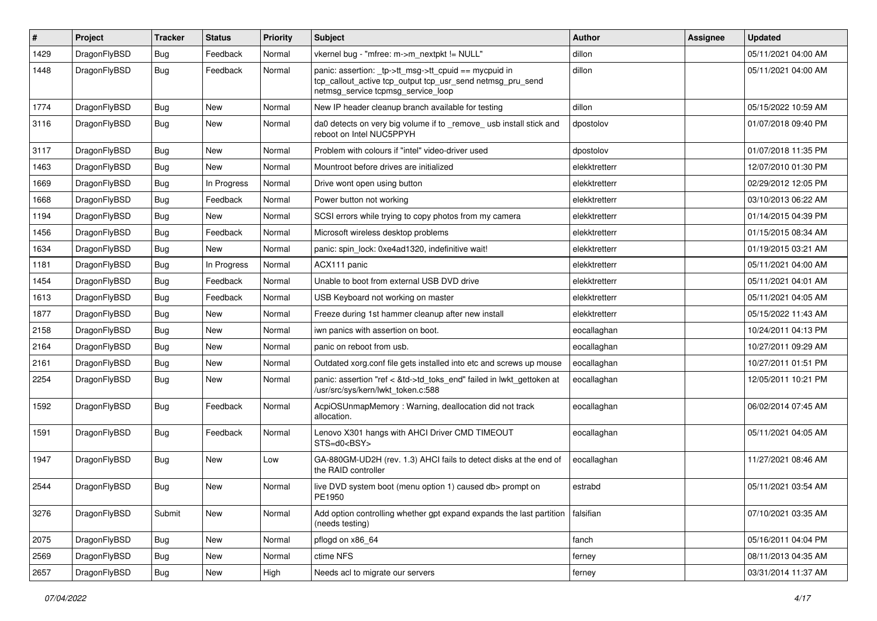| # | Project | Tracker | Status | Priority | Subject | Author | Assignee | Updated |
|---|---|---|---|---|---|---|---|---|
| 1429 | DragonFlyBSD | Bug | Feedback | Normal | vkernel bug - "mfree: m->m_nextpkt != NULL" | dillon | | 05/11/2021 04:00 AM |
| 1448 | DragonFlyBSD | Bug | Feedback | Normal | panic: assertion: _tp->tt_msg->tt_cpuid == mycpuid in tcp_callout_active tcp_output tcp_usr_send netmsg_pru_send netmsg_service tcpmsg_service_loop | dillon | | 05/11/2021 04:00 AM |
| 1774 | DragonFlyBSD | Bug | New | Normal | New IP header cleanup branch available for testing | dillon | | 05/15/2022 10:59 AM |
| 3116 | DragonFlyBSD | Bug | New | Normal | da0 detects on very big volume if to _remove_ usb install stick and reboot on Intel NUC5PPYH | dpostolov | | 01/07/2018 09:40 PM |
| 3117 | DragonFlyBSD | Bug | New | Normal | Problem with colours if "intel" video-driver used | dpostolov | | 01/07/2018 11:35 PM |
| 1463 | DragonFlyBSD | Bug | New | Normal | Mountroot before drives are initialized | elekktretterr | | 12/07/2010 01:30 PM |
| 1669 | DragonFlyBSD | Bug | In Progress | Normal | Drive wont open using button | elekktretterr | | 02/29/2012 12:05 PM |
| 1668 | DragonFlyBSD | Bug | Feedback | Normal | Power button not working | elekktretterr | | 03/10/2013 06:22 AM |
| 1194 | DragonFlyBSD | Bug | New | Normal | SCSI errors while trying to copy photos from my camera | elekktretterr | | 01/14/2015 04:39 PM |
| 1456 | DragonFlyBSD | Bug | Feedback | Normal | Microsoft wireless desktop problems | elekktretterr | | 01/15/2015 08:34 AM |
| 1634 | DragonFlyBSD | Bug | New | Normal | panic: spin_lock: 0xe4ad1320, indefinitive wait! | elekktretterr | | 01/19/2015 03:21 AM |
| 1181 | DragonFlyBSD | Bug | In Progress | Normal | ACX111 panic | elekktretterr | | 05/11/2021 04:00 AM |
| 1454 | DragonFlyBSD | Bug | Feedback | Normal | Unable to boot from external USB DVD drive | elekktretterr | | 05/11/2021 04:01 AM |
| 1613 | DragonFlyBSD | Bug | Feedback | Normal | USB Keyboard not working on master | elekktretterr | | 05/11/2021 04:05 AM |
| 1877 | DragonFlyBSD | Bug | New | Normal | Freeze during 1st hammer cleanup after new install | elekktretterr | | 05/15/2022 11:43 AM |
| 2158 | DragonFlyBSD | Bug | New | Normal | iwn panics with assertion on boot. | eocallaghan | | 10/24/2011 04:13 PM |
| 2164 | DragonFlyBSD | Bug | New | Normal | panic on reboot from usb. | eocallaghan | | 10/27/2011 09:29 AM |
| 2161 | DragonFlyBSD | Bug | New | Normal | Outdated xorg.conf file gets installed into etc and screws up mouse | eocallaghan | | 10/27/2011 01:51 PM |
| 2254 | DragonFlyBSD | Bug | New | Normal | panic: assertion "ref < &td->td_toks_end" failed in lwkt_gettoken at /usr/src/sys/kern/lwkt_token.c:588 | eocallaghan | | 12/05/2011 10:21 PM |
| 1592 | DragonFlyBSD | Bug | Feedback | Normal | AcpiOSUnmapMemory : Warning, deallocation did not track allocation. | eocallaghan | | 06/02/2014 07:45 AM |
| 1591 | DragonFlyBSD | Bug | Feedback | Normal | Lenovo X301 hangs with AHCI Driver CMD TIMEOUT STS=d0<BSY> | eocallaghan | | 05/11/2021 04:05 AM |
| 1947 | DragonFlyBSD | Bug | New | Low | GA-880GM-UD2H (rev. 1.3) AHCI fails to detect disks at the end of the RAID controller | eocallaghan | | 11/27/2021 08:46 AM |
| 2544 | DragonFlyBSD | Bug | New | Normal | live DVD system boot (menu option 1) caused db> prompt on PE1950 | estrabd | | 05/11/2021 03:54 AM |
| 3276 | DragonFlyBSD | Submit | New | Normal | Add option controlling whether gpt expand expands the last partition (needs testing) | falsifian | | 07/10/2021 03:35 AM |
| 2075 | DragonFlyBSD | Bug | New | Normal | pflogd on x86_64 | fanch | | 05/16/2011 04:04 PM |
| 2569 | DragonFlyBSD | Bug | New | Normal | ctime NFS | ferney | | 08/11/2013 04:35 AM |
| 2657 | DragonFlyBSD | Bug | New | High | Needs acl to migrate our servers | ferney | | 03/31/2014 11:37 AM |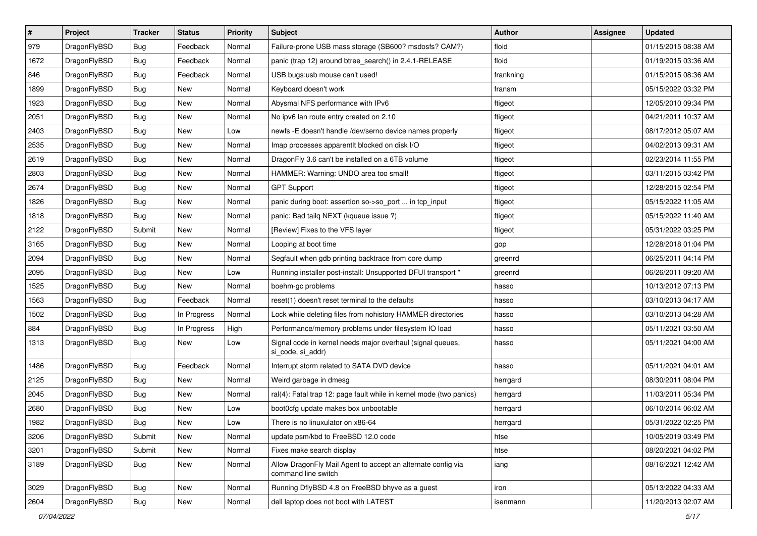| # | Project | Tracker | Status | Priority | Subject | Author | Assignee | Updated |
|---|---|---|---|---|---|---|---|---|
| 979 | DragonFlyBSD | Bug | Feedback | Normal | Failure-prone USB mass storage (SB600? msdosfs? CAM?) | floid | | 01/15/2015 08:38 AM |
| 1672 | DragonFlyBSD | Bug | Feedback | Normal | panic (trap 12) around btree_search() in 2.4.1-RELEASE | floid | | 01/19/2015 03:36 AM |
| 846 | DragonFlyBSD | Bug | Feedback | Normal | USB bugs:usb mouse can't used! | frankning | | 01/15/2015 08:36 AM |
| 1899 | DragonFlyBSD | Bug | New | Normal | Keyboard doesn't work | fransm | | 05/15/2022 03:32 PM |
| 1923 | DragonFlyBSD | Bug | New | Normal | Abysmal NFS performance with IPv6 | ftigeot | | 12/05/2010 09:34 PM |
| 2051 | DragonFlyBSD | Bug | New | Normal | No ipv6 lan route entry created on 2.10 | ftigeot | | 04/21/2011 10:37 AM |
| 2403 | DragonFlyBSD | Bug | New | Low | newfs -E doesn't handle /dev/serno device names properly | ftigeot | | 08/17/2012 05:07 AM |
| 2535 | DragonFlyBSD | Bug | New | Normal | Imap processes apparentlt blocked on disk I/O | ftigeot | | 04/02/2013 09:31 AM |
| 2619 | DragonFlyBSD | Bug | New | Normal | DragonFly 3.6 can't be installed on a 6TB volume | ftigeot | | 02/23/2014 11:55 PM |
| 2803 | DragonFlyBSD | Bug | New | Normal | HAMMER: Warning: UNDO area too small! | ftigeot | | 03/11/2015 03:42 PM |
| 2674 | DragonFlyBSD | Bug | New | Normal | GPT Support | ftigeot | | 12/28/2015 02:54 PM |
| 1826 | DragonFlyBSD | Bug | New | Normal | panic during boot: assertion so->so_port ... in tcp_input | ftigeot | | 05/15/2022 11:05 AM |
| 1818 | DragonFlyBSD | Bug | New | Normal | panic: Bad tailq NEXT (kqueue issue ?) | ftigeot | | 05/15/2022 11:40 AM |
| 2122 | DragonFlyBSD | Submit | New | Normal | [Review] Fixes to the VFS layer | ftigeot | | 05/31/2022 03:25 PM |
| 3165 | DragonFlyBSD | Bug | New | Normal | Looping at boot time | gop | | 12/28/2018 01:04 PM |
| 2094 | DragonFlyBSD | Bug | New | Normal | Segfault when gdb printing backtrace from core dump | greenrd | | 06/25/2011 04:14 PM |
| 2095 | DragonFlyBSD | Bug | New | Low | Running installer post-install: Unsupported DFUI transport " | greenrd | | 06/26/2011 09:20 AM |
| 1525 | DragonFlyBSD | Bug | New | Normal | boehm-gc problems | hasso | | 10/13/2012 07:13 PM |
| 1563 | DragonFlyBSD | Bug | Feedback | Normal | reset(1) doesn't reset terminal to the defaults | hasso | | 03/10/2013 04:17 AM |
| 1502 | DragonFlyBSD | Bug | In Progress | Normal | Lock while deleting files from nohistory HAMMER directories | hasso | | 03/10/2013 04:28 AM |
| 884 | DragonFlyBSD | Bug | In Progress | High | Performance/memory problems under filesystem IO load | hasso | | 05/11/2021 03:50 AM |
| 1313 | DragonFlyBSD | Bug | New | Low | Signal code in kernel needs major overhaul (signal queues, si_code, si_addr) | hasso | | 05/11/2021 04:00 AM |
| 1486 | DragonFlyBSD | Bug | Feedback | Normal | Interrupt storm related to SATA DVD device | hasso | | 05/11/2021 04:01 AM |
| 2125 | DragonFlyBSD | Bug | New | Normal | Weird garbage in dmesg | herrgard | | 08/30/2011 08:04 PM |
| 2045 | DragonFlyBSD | Bug | New | Normal | ral(4): Fatal trap 12: page fault while in kernel mode (two panics) | herrgard | | 11/03/2011 05:34 PM |
| 2680 | DragonFlyBSD | Bug | New | Low | boot0cfg update makes box unbootable | herrgard | | 06/10/2014 06:02 AM |
| 1982 | DragonFlyBSD | Bug | New | Low | There is no linuxulator on x86-64 | herrgard | | 05/31/2022 02:25 PM |
| 3206 | DragonFlyBSD | Submit | New | Normal | update psm/kbd to FreeBSD 12.0 code | htse | | 10/05/2019 03:49 PM |
| 3201 | DragonFlyBSD | Submit | New | Normal | Fixes make search display | htse | | 08/20/2021 04:02 PM |
| 3189 | DragonFlyBSD | Bug | New | Normal | Allow DragonFly Mail Agent to accept an alternate config via command line switch | iang | | 08/16/2021 12:42 AM |
| 3029 | DragonFlyBSD | Bug | New | Normal | Running DflyBSD 4.8 on FreeBSD bhyve as a guest | iron | | 05/13/2022 04:33 AM |
| 2604 | DragonFlyBSD | Bug | New | Normal | dell laptop does not boot with LATEST | isenmann | | 11/20/2013 02:07 AM |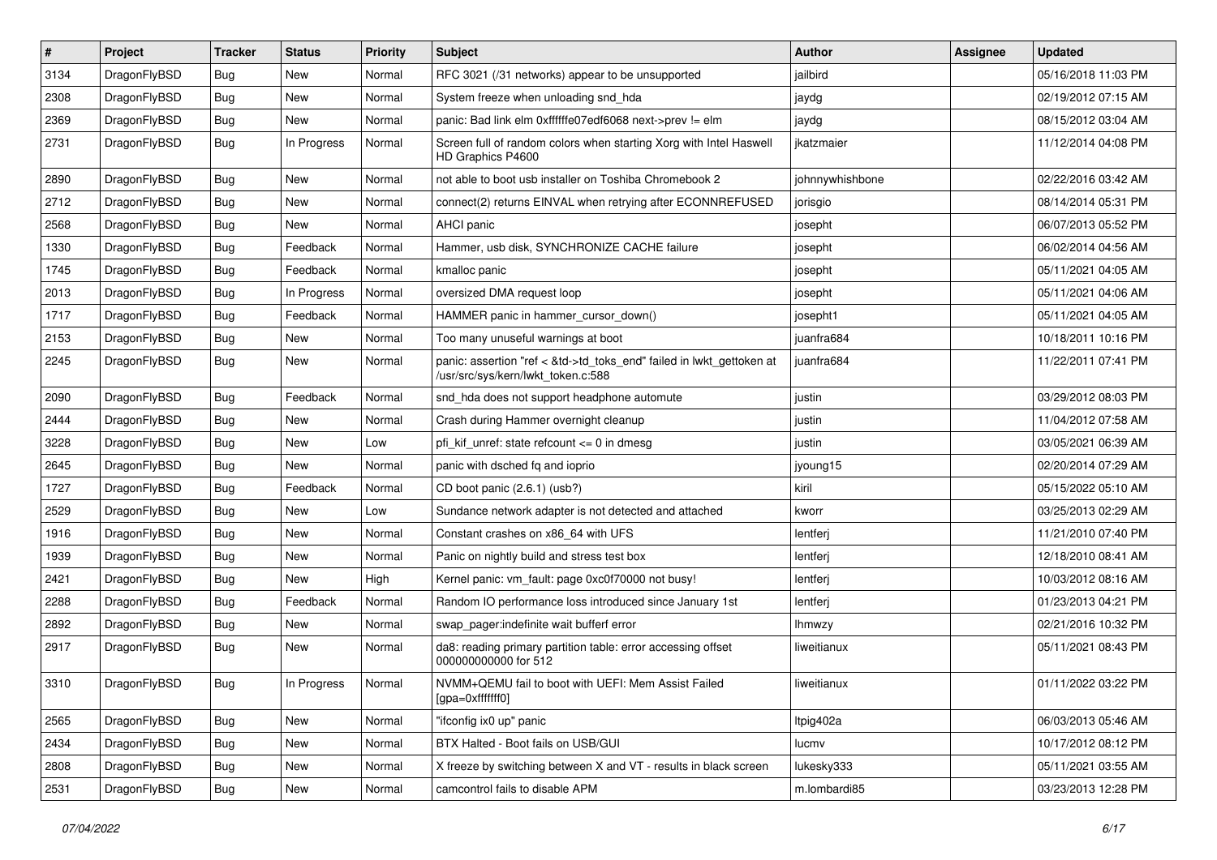| # | Project | Tracker | Status | Priority | Subject | Author | Assignee | Updated |
|---|---|---|---|---|---|---|---|---|
| 3134 | DragonFlyBSD | Bug | New | Normal | RFC 3021 (/31 networks) appear to be unsupported | jailbird | | 05/16/2018 11:03 PM |
| 2308 | DragonFlyBSD | Bug | New | Normal | System freeze when unloading snd_hda | jaydg | | 02/19/2012 07:15 AM |
| 2369 | DragonFlyBSD | Bug | New | Normal | panic: Bad link elm 0xffffffe07edf6068 next->prev != elm | jaydg | | 08/15/2012 03:04 AM |
| 2731 | DragonFlyBSD | Bug | In Progress | Normal | Screen full of random colors when starting Xorg with Intel Haswell HD Graphics P4600 | jkatzmaier | | 11/12/2014 04:08 PM |
| 2890 | DragonFlyBSD | Bug | New | Normal | not able to boot usb installer on Toshiba Chromebook 2 | johnnywhishbone | | 02/22/2016 03:42 AM |
| 2712 | DragonFlyBSD | Bug | New | Normal | connect(2) returns EINVAL when retrying after ECONNREFUSED | jorisgio | | 08/14/2014 05:31 PM |
| 2568 | DragonFlyBSD | Bug | New | Normal | AHCI panic | josepht | | 06/07/2013 05:52 PM |
| 1330 | DragonFlyBSD | Bug | Feedback | Normal | Hammer, usb disk, SYNCHRONIZE CACHE failure | josepht | | 06/02/2014 04:56 AM |
| 1745 | DragonFlyBSD | Bug | Feedback | Normal | kmalloc panic | josepht | | 05/11/2021 04:05 AM |
| 2013 | DragonFlyBSD | Bug | In Progress | Normal | oversized DMA request loop | josepht | | 05/11/2021 04:06 AM |
| 1717 | DragonFlyBSD | Bug | Feedback | Normal | HAMMER panic in hammer_cursor_down() | josepht1 | | 05/11/2021 04:05 AM |
| 2153 | DragonFlyBSD | Bug | New | Normal | Too many unuseful warnings at boot | juanfra684 | | 10/18/2011 10:16 PM |
| 2245 | DragonFlyBSD | Bug | New | Normal | panic: assertion "ref < &td->td_toks_end" failed in lwkt_gettoken at /usr/src/sys/kern/lwkt_token.c:588 | juanfra684 | | 11/22/2011 07:41 PM |
| 2090 | DragonFlyBSD | Bug | Feedback | Normal | snd_hda does not support headphone automute | justin | | 03/29/2012 08:03 PM |
| 2444 | DragonFlyBSD | Bug | New | Normal | Crash during Hammer overnight cleanup | justin | | 11/04/2012 07:58 AM |
| 3228 | DragonFlyBSD | Bug | New | Low | pfi_kif_unref: state refcount <= 0 in dmesg | justin | | 03/05/2021 06:39 AM |
| 2645 | DragonFlyBSD | Bug | New | Normal | panic with dsched fq and ioprio | jyoung15 | | 02/20/2014 07:29 AM |
| 1727 | DragonFlyBSD | Bug | Feedback | Normal | CD boot panic (2.6.1) (usb?) | kiril | | 05/15/2022 05:10 AM |
| 2529 | DragonFlyBSD | Bug | New | Low | Sundance network adapter is not detected and attached | kworr | | 03/25/2013 02:29 AM |
| 1916 | DragonFlyBSD | Bug | New | Normal | Constant crashes on x86_64 with UFS | lentferj | | 11/21/2010 07:40 PM |
| 1939 | DragonFlyBSD | Bug | New | Normal | Panic on nightly build and stress test box | lentferj | | 12/18/2010 08:41 AM |
| 2421 | DragonFlyBSD | Bug | New | High | Kernel panic: vm_fault: page 0xc0f70000 not busy! | lentferj | | 10/03/2012 08:16 AM |
| 2288 | DragonFlyBSD | Bug | Feedback | Normal | Random IO performance loss introduced since January 1st | lentferj | | 01/23/2013 04:21 PM |
| 2892 | DragonFlyBSD | Bug | New | Normal | swap_pager:indefinite wait bufferf error | lhmwzy | | 02/21/2016 10:32 PM |
| 2917 | DragonFlyBSD | Bug | New | Normal | da8: reading primary partition table: error accessing offset 000000000000 for 512 | liweitianux | | 05/11/2021 08:43 PM |
| 3310 | DragonFlyBSD | Bug | In Progress | Normal | NVMM+QEMU fail to boot with UEFI: Mem Assist Failed [gpa=0xfffffff0] | liweitianux | | 01/11/2022 03:22 PM |
| 2565 | DragonFlyBSD | Bug | New | Normal | "ifconfig ix0 up" panic | ltpig402a | | 06/03/2013 05:46 AM |
| 2434 | DragonFlyBSD | Bug | New | Normal | BTX Halted - Boot fails on USB/GUI | lucmv | | 10/17/2012 08:12 PM |
| 2808 | DragonFlyBSD | Bug | New | Normal | X freeze by switching between X and VT - results in black screen | lukesky333 | | 05/11/2021 03:55 AM |
| 2531 | DragonFlyBSD | Bug | New | Normal | camcontrol fails to disable APM | m.lombardi85 | | 03/23/2013 12:28 PM |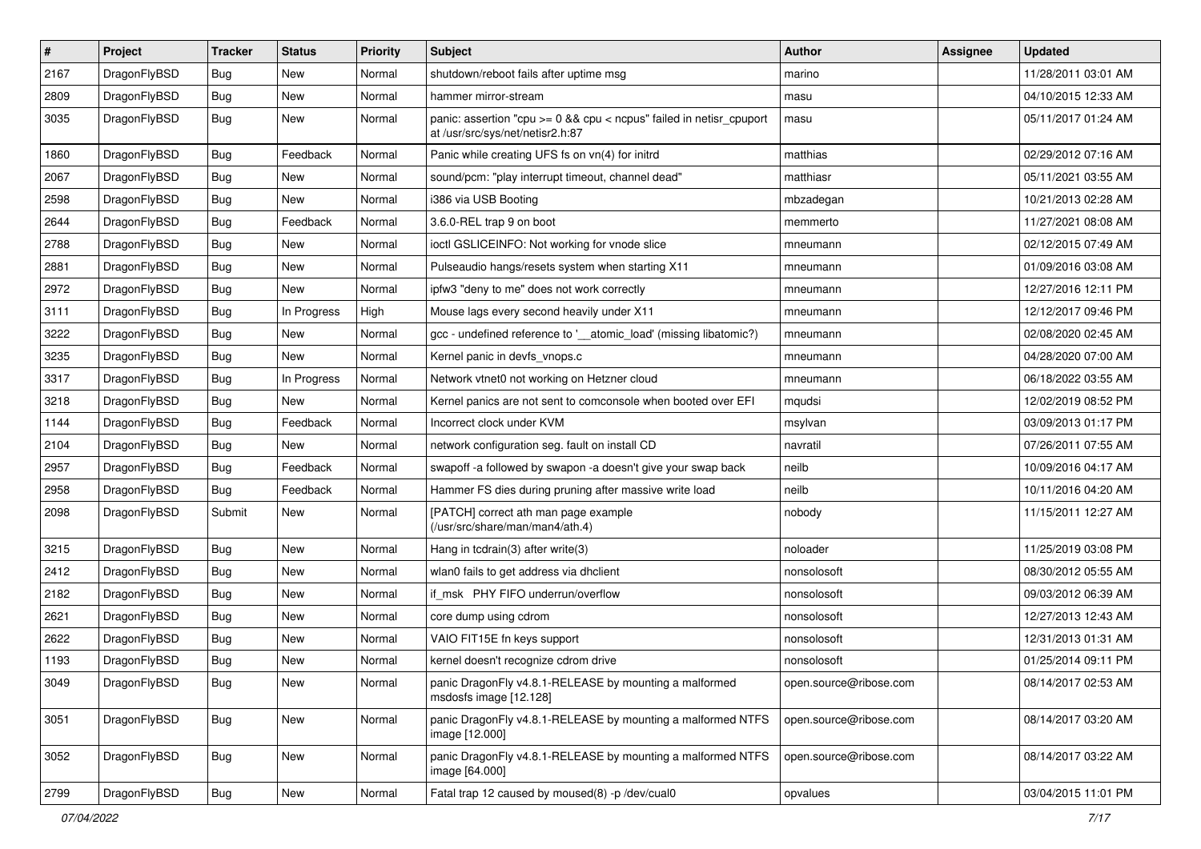| # | Project | Tracker | Status | Priority | Subject | Author | Assignee | Updated |
|---|---|---|---|---|---|---|---|---|
| 2167 | DragonFlyBSD | Bug | New | Normal | shutdown/reboot fails after uptime msg | marino | | 11/28/2011 03:01 AM |
| 2809 | DragonFlyBSD | Bug | New | Normal | hammer mirror-stream | masu | | 04/10/2015 12:33 AM |
| 3035 | DragonFlyBSD | Bug | New | Normal | panic: assertion "cpu >= 0 && cpu < ncpus" failed in netisr_cpuport at /usr/src/sys/net/netisr2.h:87 | masu | | 05/11/2017 01:24 AM |
| 1860 | DragonFlyBSD | Bug | Feedback | Normal | Panic while creating UFS fs on vn(4) for initrd | matthias | | 02/29/2012 07:16 AM |
| 2067 | DragonFlyBSD | Bug | New | Normal | sound/pcm: "play interrupt timeout, channel dead" | matthiasr | | 05/11/2021 03:55 AM |
| 2598 | DragonFlyBSD | Bug | New | Normal | i386 via USB Booting | mbzadegan | | 10/21/2013 02:28 AM |
| 2644 | DragonFlyBSD | Bug | Feedback | Normal | 3.6.0-REL trap 9 on boot | memmerto | | 11/27/2021 08:08 AM |
| 2788 | DragonFlyBSD | Bug | New | Normal | ioctl GSLICEINFO: Not working for vnode slice | mneumann | | 02/12/2015 07:49 AM |
| 2881 | DragonFlyBSD | Bug | New | Normal | Pulseaudio hangs/resets system when starting X11 | mneumann | | 01/09/2016 03:08 AM |
| 2972 | DragonFlyBSD | Bug | New | Normal | ipfw3 "deny to me" does not work correctly | mneumann | | 12/27/2016 12:11 PM |
| 3111 | DragonFlyBSD | Bug | In Progress | High | Mouse lags every second heavily under X11 | mneumann | | 12/12/2017 09:46 PM |
| 3222 | DragonFlyBSD | Bug | New | Normal | gcc - undefined reference to '__atomic_load' (missing libatomic?) | mneumann | | 02/08/2020 02:45 AM |
| 3235 | DragonFlyBSD | Bug | New | Normal | Kernel panic in devfs_vnops.c | mneumann | | 04/28/2020 07:00 AM |
| 3317 | DragonFlyBSD | Bug | In Progress | Normal | Network vtnet0 not working on Hetzner cloud | mneumann | | 06/18/2022 03:55 AM |
| 3218 | DragonFlyBSD | Bug | New | Normal | Kernel panics are not sent to comconsole when booted over EFI | mqudsi | | 12/02/2019 08:52 PM |
| 1144 | DragonFlyBSD | Bug | Feedback | Normal | Incorrect clock under KVM | msylvan | | 03/09/2013 01:17 PM |
| 2104 | DragonFlyBSD | Bug | New | Normal | network configuration seg. fault on install CD | navratil | | 07/26/2011 07:55 AM |
| 2957 | DragonFlyBSD | Bug | Feedback | Normal | swapoff -a followed by swapon -a doesn't give your swap back | neilb | | 10/09/2016 04:17 AM |
| 2958 | DragonFlyBSD | Bug | Feedback | Normal | Hammer FS dies during pruning after massive write load | neilb | | 10/11/2016 04:20 AM |
| 2098 | DragonFlyBSD | Submit | New | Normal | [PATCH] correct ath man page example (/usr/src/share/man/man4/ath.4) | nobody | | 11/15/2011 12:27 AM |
| 3215 | DragonFlyBSD | Bug | New | Normal | Hang in tcdrain(3) after write(3) | noloader | | 11/25/2019 03:08 PM |
| 2412 | DragonFlyBSD | Bug | New | Normal | wlan0 fails to get address via dhclient | nonsolosoft | | 08/30/2012 05:55 AM |
| 2182 | DragonFlyBSD | Bug | New | Normal | if_msk PHY FIFO underrun/overflow | nonsolosoft | | 09/03/2012 06:39 AM |
| 2621 | DragonFlyBSD | Bug | New | Normal | core dump using cdrom | nonsolosoft | | 12/27/2013 12:43 AM |
| 2622 | DragonFlyBSD | Bug | New | Normal | VAIO FIT15E fn keys support | nonsolosoft | | 12/31/2013 01:31 AM |
| 1193 | DragonFlyBSD | Bug | New | Normal | kernel doesn't recognize cdrom drive | nonsolosoft | | 01/25/2014 09:11 PM |
| 3049 | DragonFlyBSD | Bug | New | Normal | panic DragonFly v4.8.1-RELEASE by mounting a malformed msdosfs image [12.128] | open.source@ribose.com | | 08/14/2017 02:53 AM |
| 3051 | DragonFlyBSD | Bug | New | Normal | panic DragonFly v4.8.1-RELEASE by mounting a malformed NTFS image [12.000] | open.source@ribose.com | | 08/14/2017 03:20 AM |
| 3052 | DragonFlyBSD | Bug | New | Normal | panic DragonFly v4.8.1-RELEASE by mounting a malformed NTFS image [64.000] | open.source@ribose.com | | 08/14/2017 03:22 AM |
| 2799 | DragonFlyBSD | Bug | New | Normal | Fatal trap 12 caused by moused(8) -p /dev/cual0 | opvalues | | 03/04/2015 11:01 PM |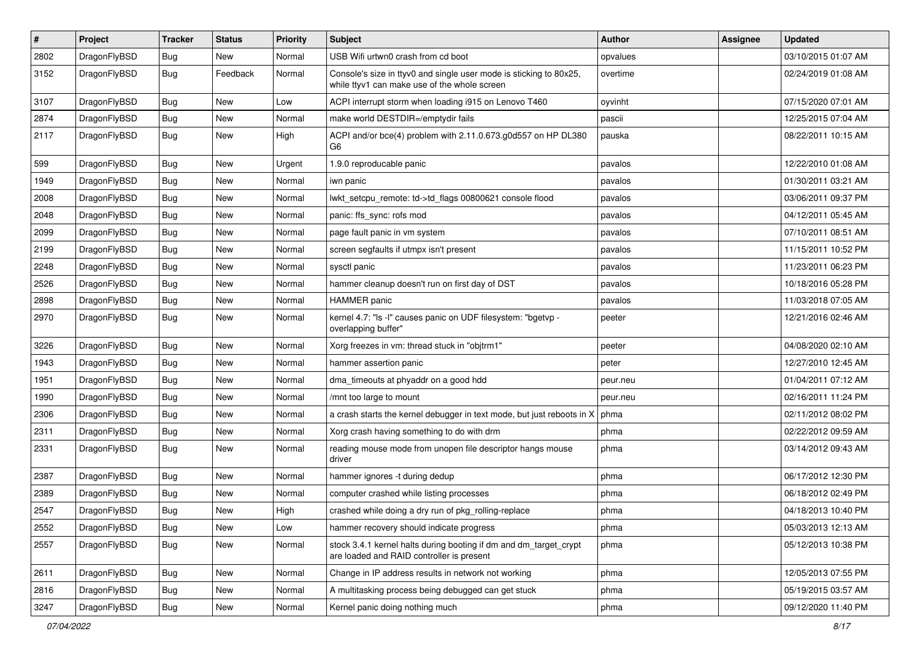| # | Project | Tracker | Status | Priority | Subject | Author | Assignee | Updated |
|---|---|---|---|---|---|---|---|---|
| 2802 | DragonFlyBSD | Bug | New | Normal | USB Wifi urtwn0 crash from cd boot | opvalues | | 03/10/2015 01:07 AM |
| 3152 | DragonFlyBSD | Bug | Feedback | Normal | Console's size in ttyv0 and single user mode is sticking to 80x25, while ttyv1 can make use of the whole screen | overtime | | 02/24/2019 01:08 AM |
| 3107 | DragonFlyBSD | Bug | New | Low | ACPI interrupt storm when loading i915 on Lenovo T460 | oyvinht | | 07/15/2020 07:01 AM |
| 2874 | DragonFlyBSD | Bug | New | Normal | make world DESTDIR=/emptydir fails | pascii | | 12/25/2015 07:04 AM |
| 2117 | DragonFlyBSD | Bug | New | High | ACPI and/or bce(4) problem with 2.11.0.673.g0d557 on HP DL380 G6 | pauska | | 08/22/2011 10:15 AM |
| 599 | DragonFlyBSD | Bug | New | Urgent | 1.9.0 reproducable panic | pavalos | | 12/22/2010 01:08 AM |
| 1949 | DragonFlyBSD | Bug | New | Normal | iwn panic | pavalos | | 01/30/2011 03:21 AM |
| 2008 | DragonFlyBSD | Bug | New | Normal | lwkt_setcpu_remote: td->td_flags 00800621 console flood | pavalos | | 03/06/2011 09:37 PM |
| 2048 | DragonFlyBSD | Bug | New | Normal | panic: ffs_sync: rofs mod | pavalos | | 04/12/2011 05:45 AM |
| 2099 | DragonFlyBSD | Bug | New | Normal | page fault panic in vm system | pavalos | | 07/10/2011 08:51 AM |
| 2199 | DragonFlyBSD | Bug | New | Normal | screen segfaults if utmpx isn't present | pavalos | | 11/15/2011 10:52 PM |
| 2248 | DragonFlyBSD | Bug | New | Normal | sysctl panic | pavalos | | 11/23/2011 06:23 PM |
| 2526 | DragonFlyBSD | Bug | New | Normal | hammer cleanup doesn't run on first day of DST | pavalos | | 10/18/2016 05:28 PM |
| 2898 | DragonFlyBSD | Bug | New | Normal | HAMMER panic | pavalos | | 11/03/2018 07:05 AM |
| 2970 | DragonFlyBSD | Bug | New | Normal | kernel 4.7: "ls -l" causes panic on UDF filesystem: "bgetvp - overlapping buffer" | peeter | | 12/21/2016 02:46 AM |
| 3226 | DragonFlyBSD | Bug | New | Normal | Xorg freezes in vm: thread stuck in "objtrm1" | peeter | | 04/08/2020 02:10 AM |
| 1943 | DragonFlyBSD | Bug | New | Normal | hammer assertion panic | peter | | 12/27/2010 12:45 AM |
| 1951 | DragonFlyBSD | Bug | New | Normal | dma_timeouts at phyaddr on a good hdd | peur.neu | | 01/04/2011 07:12 AM |
| 1990 | DragonFlyBSD | Bug | New | Normal | /mnt too large to mount | peur.neu | | 02/16/2011 11:24 PM |
| 2306 | DragonFlyBSD | Bug | New | Normal | a crash starts the kernel debugger in text mode, but just reboots in X | phma | | 02/11/2012 08:02 PM |
| 2311 | DragonFlyBSD | Bug | New | Normal | Xorg crash having something to do with drm | phma | | 02/22/2012 09:59 AM |
| 2331 | DragonFlyBSD | Bug | New | Normal | reading mouse mode from unopen file descriptor hangs mouse driver | phma | | 03/14/2012 09:43 AM |
| 2387 | DragonFlyBSD | Bug | New | Normal | hammer ignores -t during dedup | phma | | 06/17/2012 12:30 PM |
| 2389 | DragonFlyBSD | Bug | New | Normal | computer crashed while listing processes | phma | | 06/18/2012 02:49 PM |
| 2547 | DragonFlyBSD | Bug | New | High | crashed while doing a dry run of pkg_rolling-replace | phma | | 04/18/2013 10:40 PM |
| 2552 | DragonFlyBSD | Bug | New | Low | hammer recovery should indicate progress | phma | | 05/03/2013 12:13 AM |
| 2557 | DragonFlyBSD | Bug | New | Normal | stock 3.4.1 kernel halts during booting if dm and dm_target_crypt are loaded and RAID controller is present | phma | | 05/12/2013 10:38 PM |
| 2611 | DragonFlyBSD | Bug | New | Normal | Change in IP address results in network not working | phma | | 12/05/2013 07:55 PM |
| 2816 | DragonFlyBSD | Bug | New | Normal | A multitasking process being debugged can get stuck | phma | | 05/19/2015 03:57 AM |
| 3247 | DragonFlyBSD | Bug | New | Normal | Kernel panic doing nothing much | phma | | 09/12/2020 11:40 PM |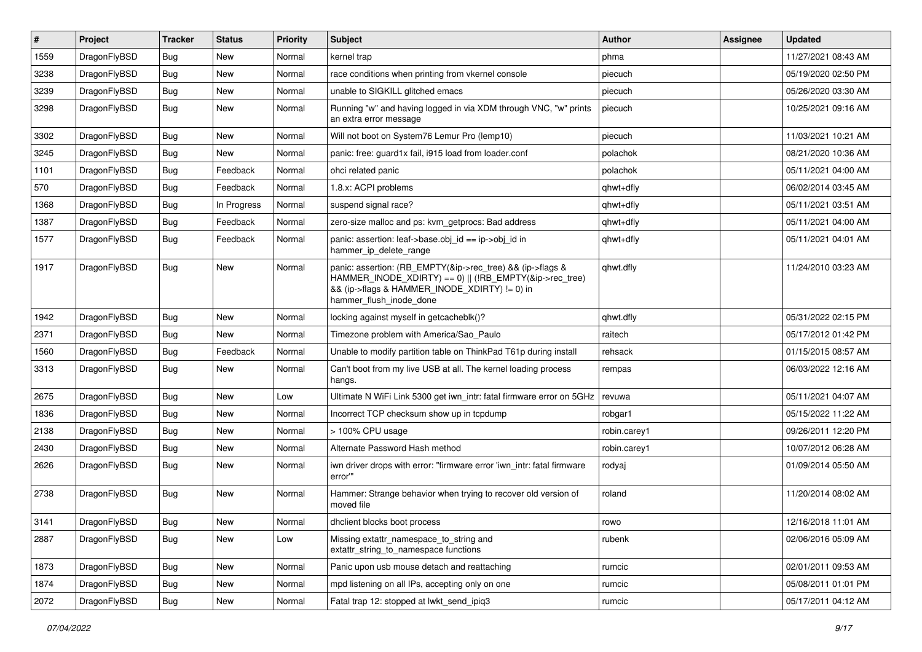| # | Project | Tracker | Status | Priority | Subject | Author | Assignee | Updated |
| --- | --- | --- | --- | --- | --- | --- | --- | --- |
| 1559 | DragonFlyBSD | Bug | New | Normal | kernel trap | phma | | 11/27/2021 08:43 AM |
| 3238 | DragonFlyBSD | Bug | New | Normal | race conditions when printing from vkernel console | piecuch | | 05/19/2020 02:50 PM |
| 3239 | DragonFlyBSD | Bug | New | Normal | unable to SIGKILL glitched emacs | piecuch | | 05/26/2020 03:30 AM |
| 3298 | DragonFlyBSD | Bug | New | Normal | Running "w" and having logged in via XDM through VNC, "w" prints an extra error message | piecuch | | 10/25/2021 09:16 AM |
| 3302 | DragonFlyBSD | Bug | New | Normal | Will not boot on System76 Lemur Pro (lemp10) | piecuch | | 11/03/2021 10:21 AM |
| 3245 | DragonFlyBSD | Bug | New | Normal | panic: free: guard1x fail, i915 load from loader.conf | polachok | | 08/21/2020 10:36 AM |
| 1101 | DragonFlyBSD | Bug | Feedback | Normal | ohci related panic | polachok | | 05/11/2021 04:00 AM |
| 570 | DragonFlyBSD | Bug | Feedback | Normal | 1.8.x: ACPI problems | qhwt+dfly | | 06/02/2014 03:45 AM |
| 1368 | DragonFlyBSD | Bug | In Progress | Normal | suspend signal race? | qhwt+dfly | | 05/11/2021 03:51 AM |
| 1387 | DragonFlyBSD | Bug | Feedback | Normal | zero-size malloc and ps: kvm_getprocs: Bad address | qhwt+dfly | | 05/11/2021 04:00 AM |
| 1577 | DragonFlyBSD | Bug | Feedback | Normal | panic: assertion: leaf->base.obj_id == ip->obj_id in hammer_ip_delete_range | qhwt+dfly | | 05/11/2021 04:01 AM |
| 1917 | DragonFlyBSD | Bug | New | Normal | panic: assertion: (RB_EMPTY(&ip->rec_tree) && (ip->flags & HAMMER_INODE_XDIRTY) == 0) \|\| (!RB_EMPTY(&ip->rec_tree) && (ip->flags & HAMMER_INODE_XDIRTY) != 0) in hammer_flush_inode_done | qhwt.dfly | | 11/24/2010 03:23 AM |
| 1942 | DragonFlyBSD | Bug | New | Normal | locking against myself in getcacheblk()? | qhwt.dfly | | 05/31/2022 02:15 PM |
| 2371 | DragonFlyBSD | Bug | New | Normal | Timezone problem with America/Sao_Paulo | raitech | | 05/17/2012 01:42 PM |
| 1560 | DragonFlyBSD | Bug | Feedback | Normal | Unable to modify partition table on ThinkPad T61p during install | rehsack | | 01/15/2015 08:57 AM |
| 3313 | DragonFlyBSD | Bug | New | Normal | Can't boot from my live USB at all. The kernel loading process hangs. | rempas | | 06/03/2022 12:16 AM |
| 2675 | DragonFlyBSD | Bug | New | Low | Ultimate N WiFi Link 5300 get iwn_intr: fatal firmware error on 5GHz | revuwa | | 05/11/2021 04:07 AM |
| 1836 | DragonFlyBSD | Bug | New | Normal | Incorrect TCP checksum show up in tcpdump | robgar1 | | 05/15/2022 11:22 AM |
| 2138 | DragonFlyBSD | Bug | New | Normal | > 100% CPU usage | robin.carey1 | | 09/26/2011 12:20 PM |
| 2430 | DragonFlyBSD | Bug | New | Normal | Alternate Password Hash method | robin.carey1 | | 10/07/2012 06:28 AM |
| 2626 | DragonFlyBSD | Bug | New | Normal | iwn driver drops with error: "firmware error 'iwn_intr: fatal firmware error'" | rodyaj | | 01/09/2014 05:50 AM |
| 2738 | DragonFlyBSD | Bug | New | Normal | Hammer: Strange behavior when trying to recover old version of moved file | roland | | 11/20/2014 08:02 AM |
| 3141 | DragonFlyBSD | Bug | New | Normal | dhclient blocks boot process | rowo | | 12/16/2018 11:01 AM |
| 2887 | DragonFlyBSD | Bug | New | Low | Missing extattr_namespace_to_string and extattr_string_to_namespace functions | rubenk | | 02/06/2016 05:09 AM |
| 1873 | DragonFlyBSD | Bug | New | Normal | Panic upon usb mouse detach and reattaching | rumcic | | 02/01/2011 09:53 AM |
| 1874 | DragonFlyBSD | Bug | New | Normal | mpd listening on all IPs, accepting only on one | rumcic | | 05/08/2011 01:01 PM |
| 2072 | DragonFlyBSD | Bug | New | Normal | Fatal trap 12: stopped at lwkt_send_ipiq3 | rumcic | | 05/17/2011 04:12 AM |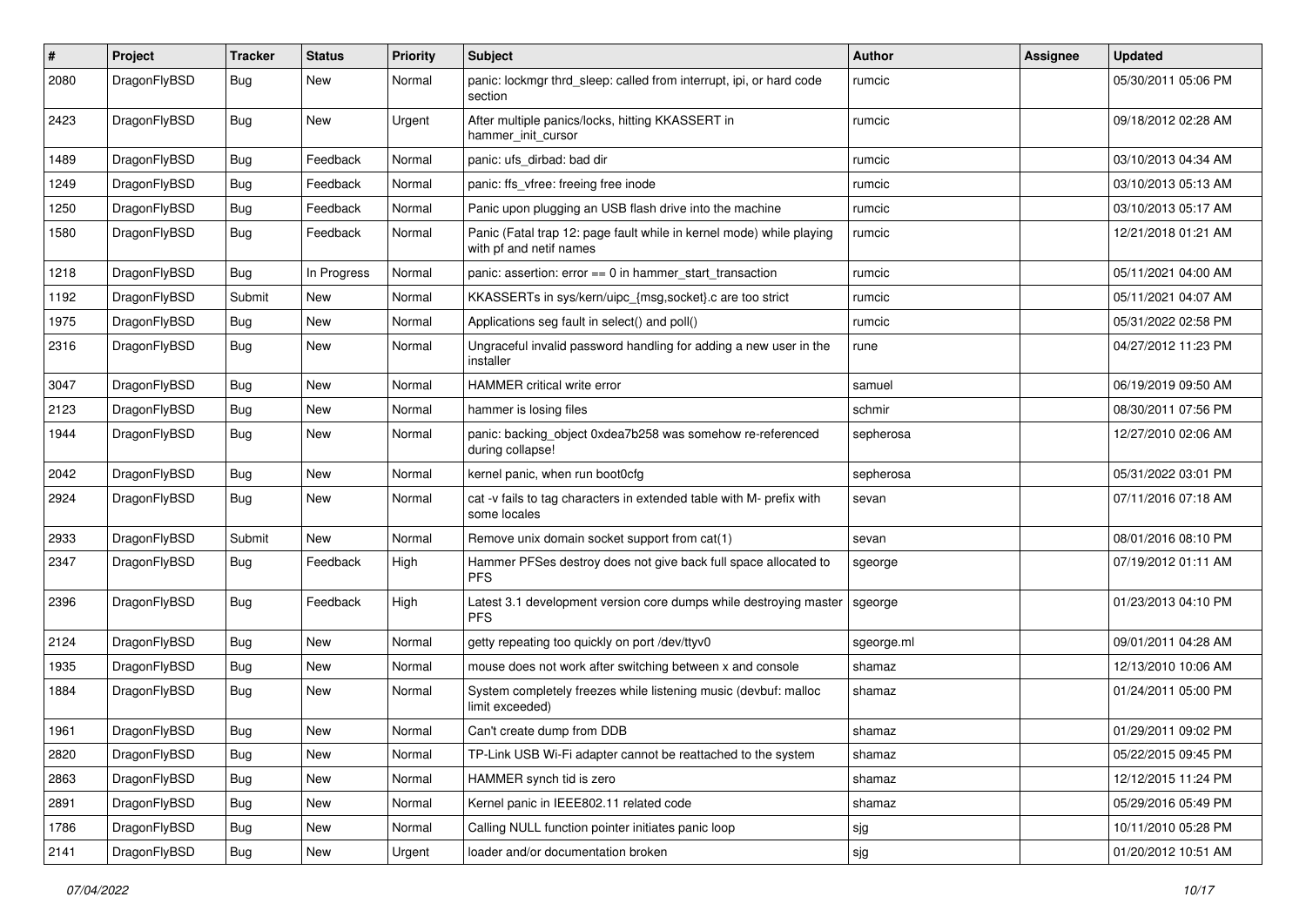| # | Project | Tracker | Status | Priority | Subject | Author | Assignee | Updated |
|---|---|---|---|---|---|---|---|---|
| 2080 | DragonFlyBSD | Bug | New | Normal | panic: lockmgr thrd_sleep: called from interrupt, ipi, or hard code section | rumcic | | 05/30/2011 05:06 PM |
| 2423 | DragonFlyBSD | Bug | New | Urgent | After multiple panics/locks, hitting KKASSERT in hammer_init_cursor | rumcic | | 09/18/2012 02:28 AM |
| 1489 | DragonFlyBSD | Bug | Feedback | Normal | panic: ufs_dirbad: bad dir | rumcic | | 03/10/2013 04:34 AM |
| 1249 | DragonFlyBSD | Bug | Feedback | Normal | panic: ffs_vfree: freeing free inode | rumcic | | 03/10/2013 05:13 AM |
| 1250 | DragonFlyBSD | Bug | Feedback | Normal | Panic upon plugging an USB flash drive into the machine | rumcic | | 03/10/2013 05:17 AM |
| 1580 | DragonFlyBSD | Bug | Feedback | Normal | Panic (Fatal trap 12: page fault while in kernel mode) while playing with pf and netif names | rumcic | | 12/21/2018 01:21 AM |
| 1218 | DragonFlyBSD | Bug | In Progress | Normal | panic: assertion: error == 0 in hammer_start_transaction | rumcic | | 05/11/2021 04:00 AM |
| 1192 | DragonFlyBSD | Submit | New | Normal | KKASSERTs in sys/kern/uipc_{msg,socket}.c are too strict | rumcic | | 05/11/2021 04:07 AM |
| 1975 | DragonFlyBSD | Bug | New | Normal | Applications seg fault in select() and poll() | rumcic | | 05/31/2022 02:58 PM |
| 2316 | DragonFlyBSD | Bug | New | Normal | Ungraceful invalid password handling for adding a new user in the installer | rune | | 04/27/2012 11:23 PM |
| 3047 | DragonFlyBSD | Bug | New | Normal | HAMMER critical write error | samuel | | 06/19/2019 09:50 AM |
| 2123 | DragonFlyBSD | Bug | New | Normal | hammer is losing files | schmir | | 08/30/2011 07:56 PM |
| 1944 | DragonFlyBSD | Bug | New | Normal | panic: backing_object 0xdea7b258 was somehow re-referenced during collapse! | sepherosa | | 12/27/2010 02:06 AM |
| 2042 | DragonFlyBSD | Bug | New | Normal | kernel panic, when run boot0cfg | sepherosa | | 05/31/2022 03:01 PM |
| 2924 | DragonFlyBSD | Bug | New | Normal | cat -v fails to tag characters in extended table with M- prefix with some locales | sevan | | 07/11/2016 07:18 AM |
| 2933 | DragonFlyBSD | Submit | New | Normal | Remove unix domain socket support from cat(1) | sevan | | 08/01/2016 08:10 PM |
| 2347 | DragonFlyBSD | Bug | Feedback | High | Hammer PFSes destroy does not give back full space allocated to PFS | sgeorge | | 07/19/2012 01:11 AM |
| 2396 | DragonFlyBSD | Bug | Feedback | High | Latest 3.1 development version core dumps while destroying master PFS | sgeorge | | 01/23/2013 04:10 PM |
| 2124 | DragonFlyBSD | Bug | New | Normal | getty repeating too quickly on port /dev/ttyv0 | sgeorge.ml | | 09/01/2011 04:28 AM |
| 1935 | DragonFlyBSD | Bug | New | Normal | mouse does not work after switching between x and console | shamaz | | 12/13/2010 10:06 AM |
| 1884 | DragonFlyBSD | Bug | New | Normal | System completely freezes while listening music (devbuf: malloc limit exceeded) | shamaz | | 01/24/2011 05:00 PM |
| 1961 | DragonFlyBSD | Bug | New | Normal | Can't create dump from DDB | shamaz | | 01/29/2011 09:02 PM |
| 2820 | DragonFlyBSD | Bug | New | Normal | TP-Link USB Wi-Fi adapter cannot be reattached to the system | shamaz | | 05/22/2015 09:45 PM |
| 2863 | DragonFlyBSD | Bug | New | Normal | HAMMER synch tid is zero | shamaz | | 12/12/2015 11:24 PM |
| 2891 | DragonFlyBSD | Bug | New | Normal | Kernel panic in IEEE802.11 related code | shamaz | | 05/29/2016 05:49 PM |
| 1786 | DragonFlyBSD | Bug | New | Normal | Calling NULL function pointer initiates panic loop | sjg | | 10/11/2010 05:28 PM |
| 2141 | DragonFlyBSD | Bug | New | Urgent | loader and/or documentation broken | sjg | | 01/20/2012 10:51 AM |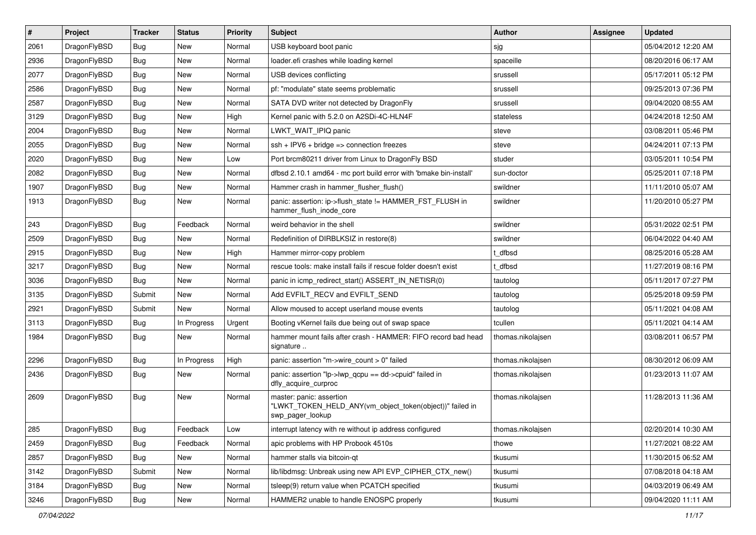| # | Project | Tracker | Status | Priority | Subject | Author | Assignee | Updated |
|---|---|---|---|---|---|---|---|---|
| 2061 | DragonFlyBSD | Bug | New | Normal | USB keyboard boot panic | sjg | | 05/04/2012 12:20 AM |
| 2936 | DragonFlyBSD | Bug | New | Normal | loader.efi crashes while loading kernel | spaceille | | 08/20/2016 06:17 AM |
| 2077 | DragonFlyBSD | Bug | New | Normal | USB devices conflicting | srussell | | 05/17/2011 05:12 PM |
| 2586 | DragonFlyBSD | Bug | New | Normal | pf: "modulate" state seems problematic | srussell | | 09/25/2013 07:36 PM |
| 2587 | DragonFlyBSD | Bug | New | Normal | SATA DVD writer not detected by DragonFly | srussell | | 09/04/2020 08:55 AM |
| 3129 | DragonFlyBSD | Bug | New | High | Kernel panic with 5.2.0 on A2SDi-4C-HLN4F | stateless | | 04/24/2018 12:50 AM |
| 2004 | DragonFlyBSD | Bug | New | Normal | LWKT_WAIT_IPIQ panic | steve | | 03/08/2011 05:46 PM |
| 2055 | DragonFlyBSD | Bug | New | Normal | ssh + IPV6 + bridge => connection freezes | steve | | 04/24/2011 07:13 PM |
| 2020 | DragonFlyBSD | Bug | New | Low | Port brcm80211 driver from Linux to DragonFly BSD | studer | | 03/05/2011 10:54 PM |
| 2082 | DragonFlyBSD | Bug | New | Normal | dfbsd 2.10.1 amd64 - mc port build error with 'bmake bin-install' | sun-doctor | | 05/25/2011 07:18 PM |
| 1907 | DragonFlyBSD | Bug | New | Normal | Hammer crash in hammer_flusher_flush() | swildner | | 11/11/2010 05:07 AM |
| 1913 | DragonFlyBSD | Bug | New | Normal | panic: assertion: ip->flush_state != HAMMER_FST_FLUSH in hammer_flush_inode_core | swildner | | 11/20/2010 05:27 PM |
| 243 | DragonFlyBSD | Bug | Feedback | Normal | weird behavior in the shell | swildner | | 05/31/2022 02:51 PM |
| 2509 | DragonFlyBSD | Bug | New | Normal | Redefinition of DIRBLKSIZ in restore(8) | swildner | | 06/04/2022 04:40 AM |
| 2915 | DragonFlyBSD | Bug | New | High | Hammer mirror-copy problem | t_dfbsd | | 08/25/2016 05:28 AM |
| 3217 | DragonFlyBSD | Bug | New | Normal | rescue tools: make install fails if rescue folder doesn't exist | t_dfbsd | | 11/27/2019 08:16 PM |
| 3036 | DragonFlyBSD | Bug | New | Normal | panic in icmp_redirect_start() ASSERT_IN_NETISR(0) | tautolog | | 05/11/2017 07:27 PM |
| 3135 | DragonFlyBSD | Submit | New | Normal | Add EVFILT_RECV and EVFILT_SEND | tautolog | | 05/25/2018 09:59 PM |
| 2921 | DragonFlyBSD | Submit | New | Normal | Allow moused to accept userland mouse events | tautolog | | 05/11/2021 04:08 AM |
| 3113 | DragonFlyBSD | Bug | In Progress | Urgent | Booting vKernel fails due being out of swap space | tcullen | | 05/11/2021 04:14 AM |
| 1984 | DragonFlyBSD | Bug | New | Normal | hammer mount fails after crash - HAMMER: FIFO record bad head signature .. | thomas.nikolajsen | | 03/08/2011 06:57 PM |
| 2296 | DragonFlyBSD | Bug | In Progress | High | panic: assertion "m->wire_count > 0" failed | thomas.nikolajsen | | 08/30/2012 06:09 AM |
| 2436 | DragonFlyBSD | Bug | New | Normal | panic: assertion "lp->lwp_qcpu == dd->cpuid" failed in dfly_acquire_curproc | thomas.nikolajsen | | 01/23/2013 11:07 AM |
| 2609 | DragonFlyBSD | Bug | New | Normal | master: panic: assertion "LWKT_TOKEN_HELD_ANY(vm_object_token(object))" failed in swp_pager_lookup | thomas.nikolajsen | | 11/28/2013 11:36 AM |
| 285 | DragonFlyBSD | Bug | Feedback | Low | interrupt latency with re without ip address configured | thomas.nikolajsen | | 02/20/2014 10:30 AM |
| 2459 | DragonFlyBSD | Bug | Feedback | Normal | apic problems with HP Probook 4510s | thowe | | 11/27/2021 08:22 AM |
| 2857 | DragonFlyBSD | Bug | New | Normal | hammer stalls via bitcoin-qt | tkusumi | | 11/30/2015 06:52 AM |
| 3142 | DragonFlyBSD | Submit | New | Normal | lib/libdmsg: Unbreak using new API EVP_CIPHER_CTX_new() | tkusumi | | 07/08/2018 04:18 AM |
| 3184 | DragonFlyBSD | Bug | New | Normal | tsleep(9) return value when PCATCH specified | tkusumi | | 04/03/2019 06:49 AM |
| 3246 | DragonFlyBSD | Bug | New | Normal | HAMMER2 unable to handle ENOSPC properly | tkusumi | | 09/04/2020 11:11 AM |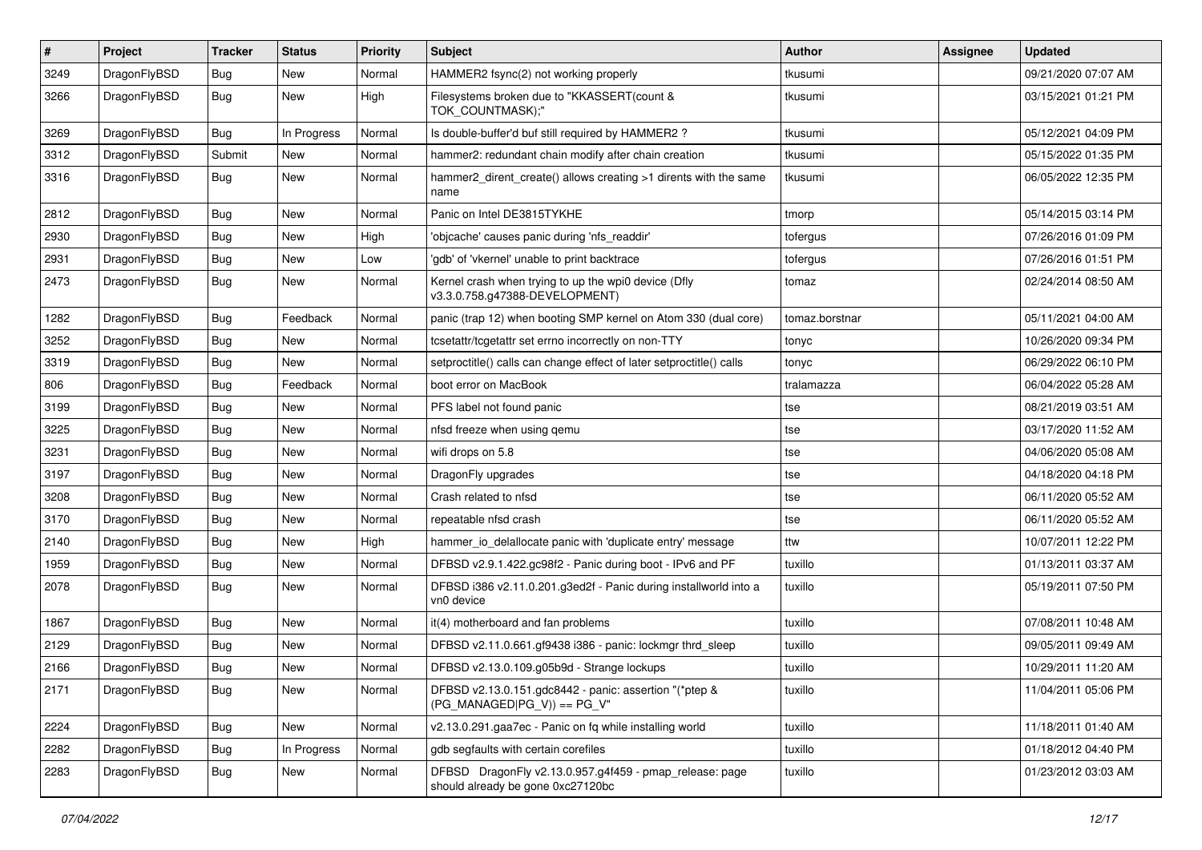| # | Project | Tracker | Status | Priority | Subject | Author | Assignee | Updated |
|---|---|---|---|---|---|---|---|---|
| 3249 | DragonFlyBSD | Bug | New | Normal | HAMMER2 fsync(2) not working properly | tkusumi | | 09/21/2020 07:07 AM |
| 3266 | DragonFlyBSD | Bug | New | High | Filesystems broken due to "KKASSERT(count & TOK_COUNTMASK);" | tkusumi | | 03/15/2021 01:21 PM |
| 3269 | DragonFlyBSD | Bug | In Progress | Normal | Is double-buffer'd buf still required by HAMMER2 ? | tkusumi | | 05/12/2021 04:09 PM |
| 3312 | DragonFlyBSD | Submit | New | Normal | hammer2: redundant chain modify after chain creation | tkusumi | | 05/15/2022 01:35 PM |
| 3316 | DragonFlyBSD | Bug | New | Normal | hammer2_dirent_create() allows creating >1 dirents with the same name | tkusumi | | 06/05/2022 12:35 PM |
| 2812 | DragonFlyBSD | Bug | New | Normal | Panic on Intel DE3815TYKHE | tmorp | | 05/14/2015 03:14 PM |
| 2930 | DragonFlyBSD | Bug | New | High | 'objcache' causes panic during 'nfs_readdir' | tofergus | | 07/26/2016 01:09 PM |
| 2931 | DragonFlyBSD | Bug | New | Low | 'gdb' of 'vkernel' unable to print backtrace | tofergus | | 07/26/2016 01:51 PM |
| 2473 | DragonFlyBSD | Bug | New | Normal | Kernel crash when trying to up the wpi0 device (Dfly v3.3.0.758.g47388-DEVELOPMENT) | tomaz | | 02/24/2014 08:50 AM |
| 1282 | DragonFlyBSD | Bug | Feedback | Normal | panic (trap 12) when booting SMP kernel on Atom 330 (dual core) | tomaz.borstnar | | 05/11/2021 04:00 AM |
| 3252 | DragonFlyBSD | Bug | New | Normal | tcsetattr/tcgetattr set errno incorrectly on non-TTY | tonyc | | 10/26/2020 09:34 PM |
| 3319 | DragonFlyBSD | Bug | New | Normal | setproctitle() calls can change effect of later setproctitle() calls | tonyc | | 06/29/2022 06:10 PM |
| 806 | DragonFlyBSD | Bug | Feedback | Normal | boot error on MacBook | tralamazza | | 06/04/2022 05:28 AM |
| 3199 | DragonFlyBSD | Bug | New | Normal | PFS label not found panic | tse | | 08/21/2019 03:51 AM |
| 3225 | DragonFlyBSD | Bug | New | Normal | nfsd freeze when using qemu | tse | | 03/17/2020 11:52 AM |
| 3231 | DragonFlyBSD | Bug | New | Normal | wifi drops on 5.8 | tse | | 04/06/2020 05:08 AM |
| 3197 | DragonFlyBSD | Bug | New | Normal | DragonFly upgrades | tse | | 04/18/2020 04:18 PM |
| 3208 | DragonFlyBSD | Bug | New | Normal | Crash related to nfsd | tse | | 06/11/2020 05:52 AM |
| 3170 | DragonFlyBSD | Bug | New | Normal | repeatable nfsd crash | tse | | 06/11/2020 05:52 AM |
| 2140 | DragonFlyBSD | Bug | New | High | hammer_io_delallocate panic with 'duplicate entry' message | ttw | | 10/07/2011 12:22 PM |
| 1959 | DragonFlyBSD | Bug | New | Normal | DFBSD v2.9.1.422.gc98f2 - Panic during boot - IPv6 and PF | tuxillo | | 01/13/2011 03:37 AM |
| 2078 | DragonFlyBSD | Bug | New | Normal | DFBSD i386 v2.11.0.201.g3ed2f - Panic during installworld into a vn0 device | tuxillo | | 05/19/2011 07:50 PM |
| 1867 | DragonFlyBSD | Bug | New | Normal | it(4) motherboard and fan problems | tuxillo | | 07/08/2011 10:48 AM |
| 2129 | DragonFlyBSD | Bug | New | Normal | DFBSD v2.11.0.661.gf9438 i386 - panic: lockmgr thrd_sleep | tuxillo | | 09/05/2011 09:49 AM |
| 2166 | DragonFlyBSD | Bug | New | Normal | DFBSD v2.13.0.109.g05b9d - Strange lockups | tuxillo | | 10/29/2011 11:20 AM |
| 2171 | DragonFlyBSD | Bug | New | Normal | DFBSD v2.13.0.151.gdc8442 - panic: assertion "(*ptep & (PG_MANAGED\|PG_V)) == PG_V" | tuxillo | | 11/04/2011 05:06 PM |
| 2224 | DragonFlyBSD | Bug | New | Normal | v2.13.0.291.gaa7ec - Panic on fq while installing world | tuxillo | | 11/18/2011 01:40 AM |
| 2282 | DragonFlyBSD | Bug | In Progress | Normal | gdb segfaults with certain corefiles | tuxillo | | 01/18/2012 04:40 PM |
| 2283 | DragonFlyBSD | Bug | New | Normal | DFBSD DragonFly v2.13.0.957.g4f459 - pmap_release: page should already be gone 0xc27120bc | tuxillo | | 01/23/2012 03:03 AM |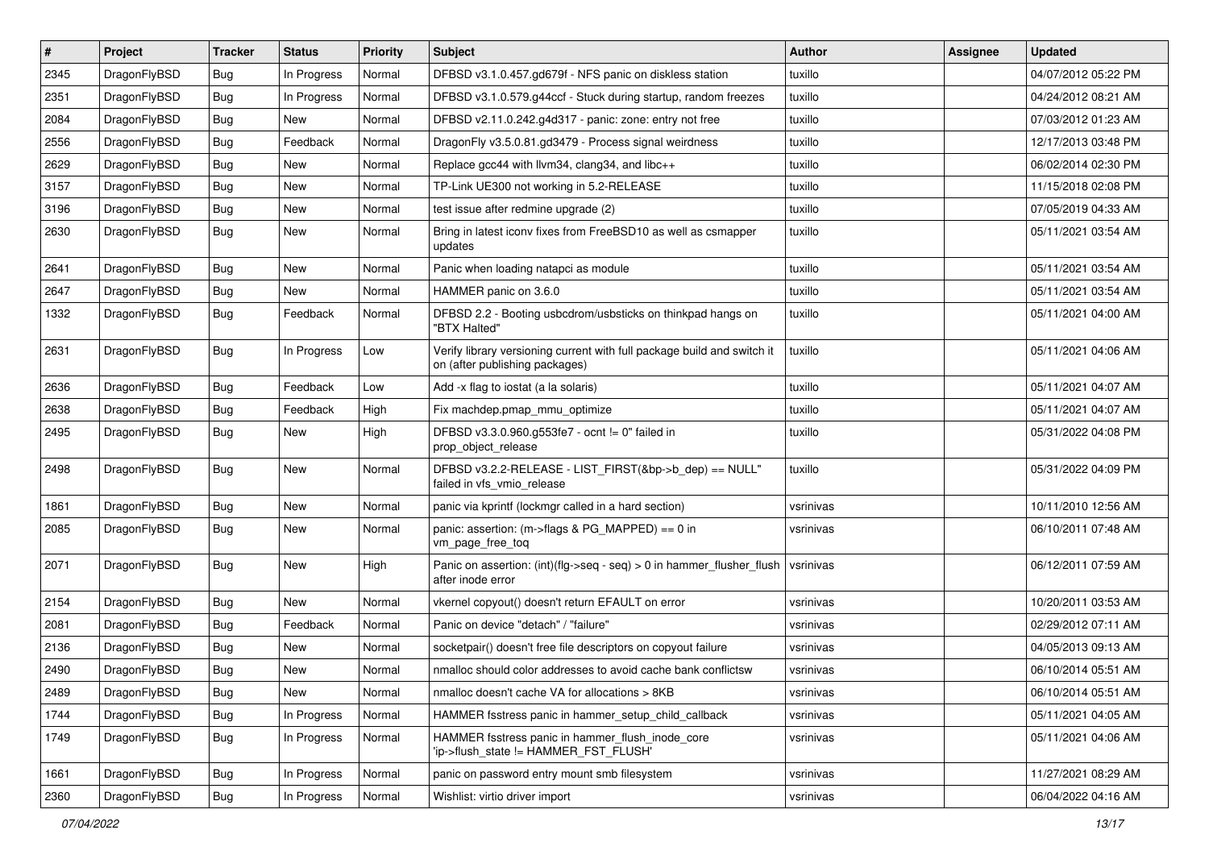| # | Project | Tracker | Status | Priority | Subject | Author | Assignee | Updated |
|---|---|---|---|---|---|---|---|---|
| 2345 | DragonFlyBSD | Bug | In Progress | Normal | DFBSD v3.1.0.457.gd679f - NFS panic on diskless station | tuxillo | | 04/07/2012 05:22 PM |
| 2351 | DragonFlyBSD | Bug | In Progress | Normal | DFBSD v3.1.0.579.g44ccf - Stuck during startup, random freezes | tuxillo | | 04/24/2012 08:21 AM |
| 2084 | DragonFlyBSD | Bug | New | Normal | DFBSD v2.11.0.242.g4d317 - panic: zone: entry not free | tuxillo | | 07/03/2012 01:23 AM |
| 2556 | DragonFlyBSD | Bug | Feedback | Normal | DragonFly v3.5.0.81.gd3479 - Process signal weirdness | tuxillo | | 12/17/2013 03:48 PM |
| 2629 | DragonFlyBSD | Bug | New | Normal | Replace gcc44 with llvm34, clang34, and libc++ | tuxillo | | 06/02/2014 02:30 PM |
| 3157 | DragonFlyBSD | Bug | New | Normal | TP-Link UE300 not working in 5.2-RELEASE | tuxillo | | 11/15/2018 02:08 PM |
| 3196 | DragonFlyBSD | Bug | New | Normal | test issue after redmine upgrade (2) | tuxillo | | 07/05/2019 04:33 AM |
| 2630 | DragonFlyBSD | Bug | New | Normal | Bring in latest iconv fixes from FreeBSD10 as well as csmapper updates | tuxillo | | 05/11/2021 03:54 AM |
| 2641 | DragonFlyBSD | Bug | New | Normal | Panic when loading natapci as module | tuxillo | | 05/11/2021 03:54 AM |
| 2647 | DragonFlyBSD | Bug | New | Normal | HAMMER panic on 3.6.0 | tuxillo | | 05/11/2021 03:54 AM |
| 1332 | DragonFlyBSD | Bug | Feedback | Normal | DFBSD 2.2 - Booting usbcdrom/usbsticks on thinkpad hangs on "BTX Halted" | tuxillo | | 05/11/2021 04:00 AM |
| 2631 | DragonFlyBSD | Bug | In Progress | Low | Verify library versioning current with full package build and switch it on (after publishing packages) | tuxillo | | 05/11/2021 04:06 AM |
| 2636 | DragonFlyBSD | Bug | Feedback | Low | Add -x flag to iostat (a la solaris) | tuxillo | | 05/11/2021 04:07 AM |
| 2638 | DragonFlyBSD | Bug | Feedback | High | Fix machdep.pmap_mmu_optimize | tuxillo | | 05/11/2021 04:07 AM |
| 2495 | DragonFlyBSD | Bug | New | High | DFBSD v3.3.0.960.g553fe7 - ocnt != 0" failed in prop_object_release | tuxillo | | 05/31/2022 04:08 PM |
| 2498 | DragonFlyBSD | Bug | New | Normal | DFBSD v3.2.2-RELEASE - LIST_FIRST(&bp->b_dep) == NULL" failed in vfs_vmio_release | tuxillo | | 05/31/2022 04:09 PM |
| 1861 | DragonFlyBSD | Bug | New | Normal | panic via kprintf (lockmgr called in a hard section) | vsrinivas | | 10/11/2010 12:56 AM |
| 2085 | DragonFlyBSD | Bug | New | Normal | panic: assertion: (m->flags & PG_MAPPED) == 0 in vm_page_free_toq | vsrinivas | | 06/10/2011 07:48 AM |
| 2071 | DragonFlyBSD | Bug | New | High | Panic on assertion: (int)(flg->seq - seq) > 0 in hammer_flusher_flush after inode error | vsrinivas | | 06/12/2011 07:59 AM |
| 2154 | DragonFlyBSD | Bug | New | Normal | vkernel copyout() doesn't return EFAULT on error | vsrinivas | | 10/20/2011 03:53 AM |
| 2081 | DragonFlyBSD | Bug | Feedback | Normal | Panic on device "detach" / "failure" | vsrinivas | | 02/29/2012 07:11 AM |
| 2136 | DragonFlyBSD | Bug | New | Normal | socketpair() doesn't free file descriptors on copyout failure | vsrinivas | | 04/05/2013 09:13 AM |
| 2490 | DragonFlyBSD | Bug | New | Normal | nmalloc should color addresses to avoid cache bank conflictsw | vsrinivas | | 06/10/2014 05:51 AM |
| 2489 | DragonFlyBSD | Bug | New | Normal | nmalloc doesn't cache VA for allocations > 8KB | vsrinivas | | 06/10/2014 05:51 AM |
| 1744 | DragonFlyBSD | Bug | In Progress | Normal | HAMMER fsstress panic in hammer_setup_child_callback | vsrinivas | | 05/11/2021 04:05 AM |
| 1749 | DragonFlyBSD | Bug | In Progress | Normal | HAMMER fsstress panic in hammer_flush_inode_core 'ip->flush_state != HAMMER_FST_FLUSH' | vsrinivas | | 05/11/2021 04:06 AM |
| 1661 | DragonFlyBSD | Bug | In Progress | Normal | panic on password entry mount smb filesystem | vsrinivas | | 11/27/2021 08:29 AM |
| 2360 | DragonFlyBSD | Bug | In Progress | Normal | Wishlist: virtio driver import | vsrinivas | | 06/04/2022 04:16 AM |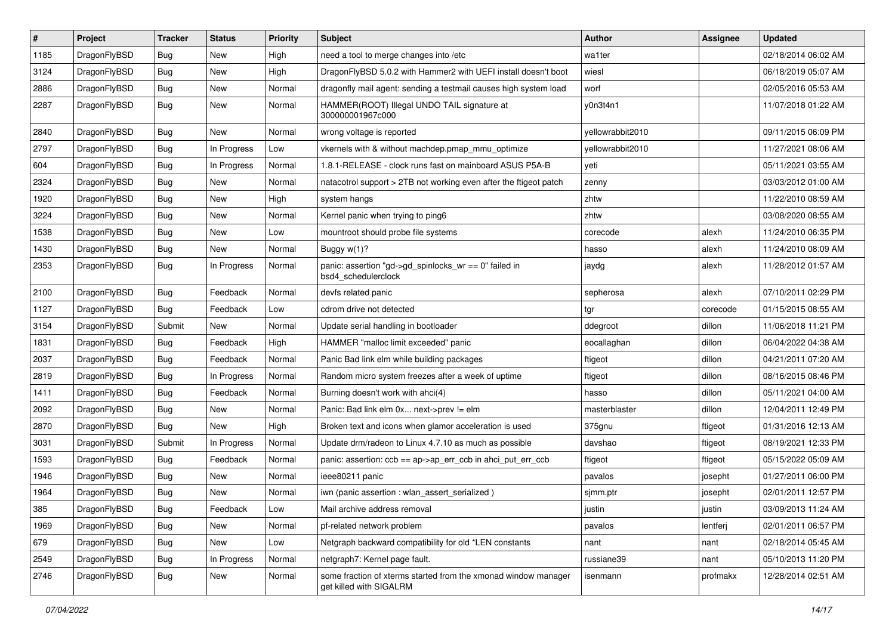| # | Project | Tracker | Status | Priority | Subject | Author | Assignee | Updated |
|---|---|---|---|---|---|---|---|---|
| 1185 | DragonFlyBSD | Bug | New | High | need a tool to merge changes into /etc | wa1ter | | 02/18/2014 06:02 AM |
| 3124 | DragonFlyBSD | Bug | New | High | DragonFlyBSD 5.0.2 with Hammer2 with UEFI install doesn't boot | wiesl | | 06/18/2019 05:07 AM |
| 2886 | DragonFlyBSD | Bug | New | Normal | dragonfly mail agent: sending a testmail causes high system load | worf | | 02/05/2016 05:53 AM |
| 2287 | DragonFlyBSD | Bug | New | Normal | HAMMER(ROOT) Illegal UNDO TAIL signature at 300000001967c000 | y0n3t4n1 | | 11/07/2018 01:22 AM |
| 2840 | DragonFlyBSD | Bug | New | Normal | wrong voltage is reported | yellowrabbit2010 | | 09/11/2015 06:09 PM |
| 2797 | DragonFlyBSD | Bug | In Progress | Low | vkernels with & without machdep.pmap_mmu_optimize | yellowrabbit2010 | | 11/27/2021 08:06 AM |
| 604 | DragonFlyBSD | Bug | In Progress | Normal | 1.8.1-RELEASE - clock runs fast on mainboard ASUS P5A-B | yeti | | 05/11/2021 03:55 AM |
| 2324 | DragonFlyBSD | Bug | New | Normal | natacotrol support > 2TB not working even after the ftigeot patch | zenny | | 03/03/2012 01:00 AM |
| 1920 | DragonFlyBSD | Bug | New | High | system hangs | zhtw | | 11/22/2010 08:59 AM |
| 3224 | DragonFlyBSD | Bug | New | Normal | Kernel panic when trying to ping6 | zhtw | | 03/08/2020 08:55 AM |
| 1538 | DragonFlyBSD | Bug | New | Low | mountroot should probe file systems | corecode | alexh | 11/24/2010 06:35 PM |
| 1430 | DragonFlyBSD | Bug | New | Normal | Buggy w(1)? | hasso | alexh | 11/24/2010 08:09 AM |
| 2353 | DragonFlyBSD | Bug | In Progress | Normal | panic: assertion "gd->gd_spinlocks_wr == 0" failed in bsd4_schedulerclock | jaydg | alexh | 11/28/2012 01:57 AM |
| 2100 | DragonFlyBSD | Bug | Feedback | Normal | devfs related panic | sepherosa | alexh | 07/10/2011 02:29 PM |
| 1127 | DragonFlyBSD | Bug | Feedback | Low | cdrom drive not detected | tgr | corecode | 01/15/2015 08:55 AM |
| 3154 | DragonFlyBSD | Submit | New | Normal | Update serial handling in bootloader | ddegroot | dillon | 11/06/2018 11:21 PM |
| 1831 | DragonFlyBSD | Bug | Feedback | High | HAMMER "malloc limit exceeded" panic | eocallaghan | dillon | 06/04/2022 04:38 AM |
| 2037 | DragonFlyBSD | Bug | Feedback | Normal | Panic Bad link elm while building packages | ftigeot | dillon | 04/21/2011 07:20 AM |
| 2819 | DragonFlyBSD | Bug | In Progress | Normal | Random micro system freezes after a week of uptime | ftigeot | dillon | 08/16/2015 08:46 PM |
| 1411 | DragonFlyBSD | Bug | Feedback | Normal | Burning doesn't work with ahci(4) | hasso | dillon | 05/11/2021 04:00 AM |
| 2092 | DragonFlyBSD | Bug | New | Normal | Panic: Bad link elm 0x... next->prev != elm | masterblaster | dillon | 12/04/2011 12:49 PM |
| 2870 | DragonFlyBSD | Bug | New | High | Broken text and icons when glamor acceleration is used | 375gnu | ftigeot | 01/31/2016 12:13 AM |
| 3031 | DragonFlyBSD | Submit | In Progress | Normal | Update drm/radeon to Linux 4.7.10 as much as possible | davshao | ftigeot | 08/19/2021 12:33 PM |
| 1593 | DragonFlyBSD | Bug | Feedback | Normal | panic: assertion: ccb == ap->ap_err_ccb in ahci_put_err_ccb | ftigeot | ftigeot | 05/15/2022 05:09 AM |
| 1946 | DragonFlyBSD | Bug | New | Normal | ieee80211 panic | pavalos | josepht | 01/27/2011 06:00 PM |
| 1964 | DragonFlyBSD | Bug | New | Normal | iwn (panic assertion : wlan_assert_serialized ) | sjmm.ptr | josepht | 02/01/2011 12:57 PM |
| 385 | DragonFlyBSD | Bug | Feedback | Low | Mail archive address removal | justin | justin | 03/09/2013 11:24 AM |
| 1969 | DragonFlyBSD | Bug | New | Normal | pf-related network problem | pavalos | lentferj | 02/01/2011 06:57 PM |
| 679 | DragonFlyBSD | Bug | New | Low | Netgraph backward compatibility for old *LEN constants | nant | nant | 02/18/2014 05:45 AM |
| 2549 | DragonFlyBSD | Bug | In Progress | Normal | netgraph7: Kernel page fault. | russiane39 | nant | 05/10/2013 11:20 PM |
| 2746 | DragonFlyBSD | Bug | New | Normal | some fraction of xterms started from the xmonad window manager get killed with SIGALRM | isenmann | profmakx | 12/28/2014 02:51 AM |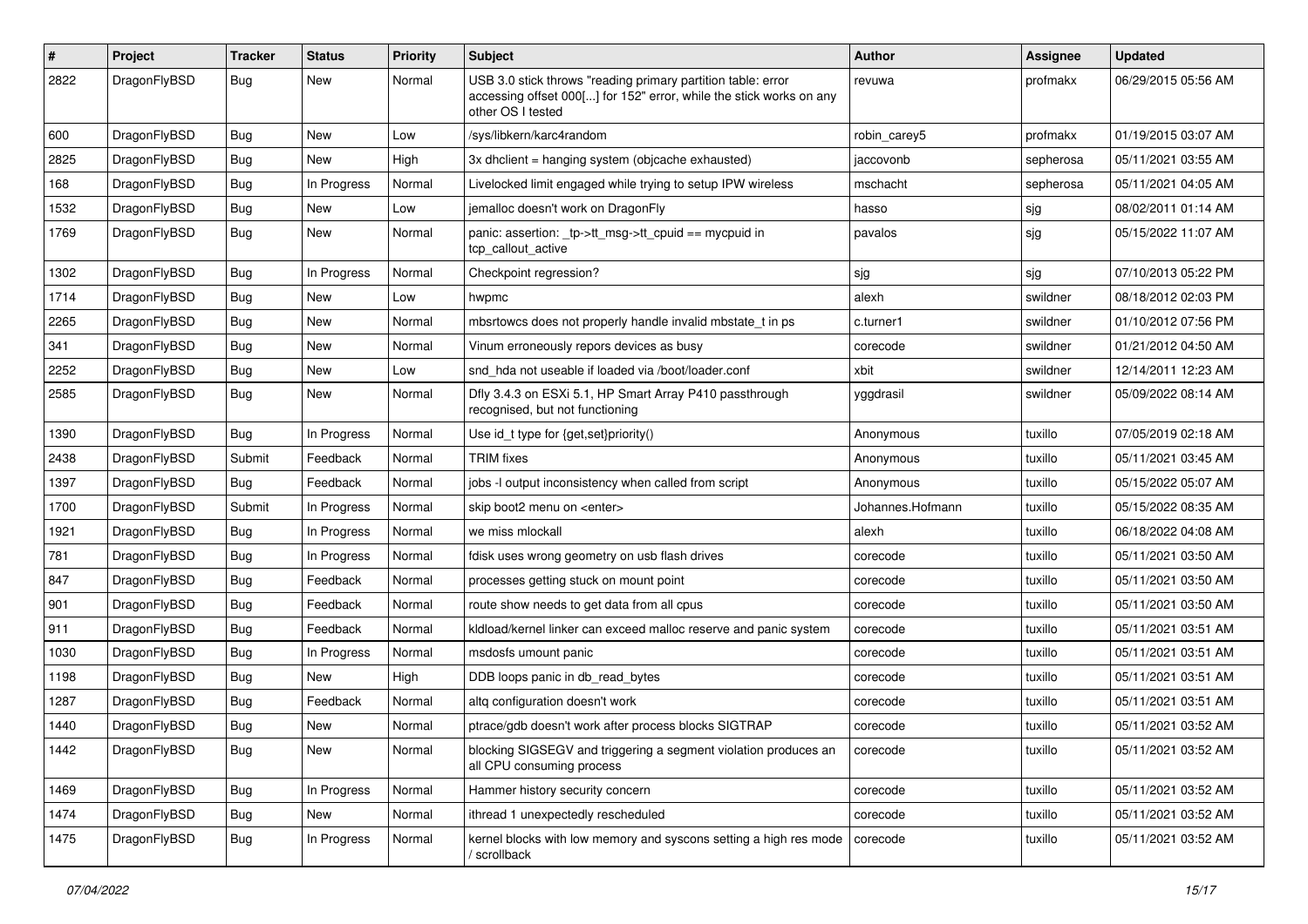| # | Project | Tracker | Status | Priority | Subject | Author | Assignee | Updated |
|---|---|---|---|---|---|---|---|---|
| 2822 | DragonFlyBSD | Bug | New | Normal | USB 3.0 stick throws "reading primary partition table: error accessing offset 000[...] for 152" error, while the stick works on any other OS I tested | revuwa | profmakx | 06/29/2015 05:56 AM |
| 600 | DragonFlyBSD | Bug | New | Low | /sys/libkern/karc4random | robin_carey5 | profmakx | 01/19/2015 03:07 AM |
| 2825 | DragonFlyBSD | Bug | New | High | 3x dhclient = hanging system (objcache exhausted) | jaccovonb | sepherosa | 05/11/2021 03:55 AM |
| 168 | DragonFlyBSD | Bug | In Progress | Normal | Livelocked limit engaged while trying to setup IPW wireless | mschacht | sepherosa | 05/11/2021 04:05 AM |
| 1532 | DragonFlyBSD | Bug | New | Low | jemalloc doesn't work on DragonFly | hasso | sjg | 08/02/2011 01:14 AM |
| 1769 | DragonFlyBSD | Bug | New | Normal | panic: assertion: _tp->tt_msg->tt_cpuid == mycpuid in tcp_callout_active | pavalos | sjg | 05/15/2022 11:07 AM |
| 1302 | DragonFlyBSD | Bug | In Progress | Normal | Checkpoint regression? | sjg | sjg | 07/10/2013 05:22 PM |
| 1714 | DragonFlyBSD | Bug | New | Low | hwpmc | alexh | swildner | 08/18/2012 02:03 PM |
| 2265 | DragonFlyBSD | Bug | New | Normal | mbsrtowcs does not properly handle invalid mbstate_t in ps | c.turner1 | swildner | 01/10/2012 07:56 PM |
| 341 | DragonFlyBSD | Bug | New | Normal | Vinum erroneously repors devices as busy | corecode | swildner | 01/21/2012 04:50 AM |
| 2252 | DragonFlyBSD | Bug | New | Low | snd_hda not useable if loaded via /boot/loader.conf | xbit | swildner | 12/14/2011 12:23 AM |
| 2585 | DragonFlyBSD | Bug | New | Normal | Dfly 3.4.3 on ESXi 5.1, HP Smart Array P410 passthrough recognised, but not functioning | yggdrasil | swildner | 05/09/2022 08:14 AM |
| 1390 | DragonFlyBSD | Bug | In Progress | Normal | Use id_t type for {get,set}priority() | Anonymous | tuxillo | 07/05/2019 02:18 AM |
| 2438 | DragonFlyBSD | Submit | Feedback | Normal | TRIM fixes | Anonymous | tuxillo | 05/11/2021 03:45 AM |
| 1397 | DragonFlyBSD | Bug | Feedback | Normal | jobs -l output inconsistency when called from script | Anonymous | tuxillo | 05/15/2022 05:07 AM |
| 1700 | DragonFlyBSD | Submit | In Progress | Normal | skip boot2 menu on <enter> | Johannes.Hofmann | tuxillo | 05/15/2022 08:35 AM |
| 1921 | DragonFlyBSD | Bug | In Progress | Normal | we miss mlockall | alexh | tuxillo | 06/18/2022 04:08 AM |
| 781 | DragonFlyBSD | Bug | In Progress | Normal | fdisk uses wrong geometry on usb flash drives | corecode | tuxillo | 05/11/2021 03:50 AM |
| 847 | DragonFlyBSD | Bug | Feedback | Normal | processes getting stuck on mount point | corecode | tuxillo | 05/11/2021 03:50 AM |
| 901 | DragonFlyBSD | Bug | Feedback | Normal | route show needs to get data from all cpus | corecode | tuxillo | 05/11/2021 03:50 AM |
| 911 | DragonFlyBSD | Bug | Feedback | Normal | kldload/kernel linker can exceed malloc reserve and panic system | corecode | tuxillo | 05/11/2021 03:51 AM |
| 1030 | DragonFlyBSD | Bug | In Progress | Normal | msdosfs umount panic | corecode | tuxillo | 05/11/2021 03:51 AM |
| 1198 | DragonFlyBSD | Bug | New | High | DDB loops panic in db_read_bytes | corecode | tuxillo | 05/11/2021 03:51 AM |
| 1287 | DragonFlyBSD | Bug | Feedback | Normal | altq configuration doesn't work | corecode | tuxillo | 05/11/2021 03:51 AM |
| 1440 | DragonFlyBSD | Bug | New | Normal | ptrace/gdb doesn't work after process blocks SIGTRAP | corecode | tuxillo | 05/11/2021 03:52 AM |
| 1442 | DragonFlyBSD | Bug | New | Normal | blocking SIGSEGV and triggering a segment violation produces an all CPU consuming process | corecode | tuxillo | 05/11/2021 03:52 AM |
| 1469 | DragonFlyBSD | Bug | In Progress | Normal | Hammer history security concern | corecode | tuxillo | 05/11/2021 03:52 AM |
| 1474 | DragonFlyBSD | Bug | New | Normal | ithread 1 unexpectedly rescheduled | corecode | tuxillo | 05/11/2021 03:52 AM |
| 1475 | DragonFlyBSD | Bug | In Progress | Normal | kernel blocks with low memory and syscons setting a high res mode / scrollback | corecode | tuxillo | 05/11/2021 03:52 AM |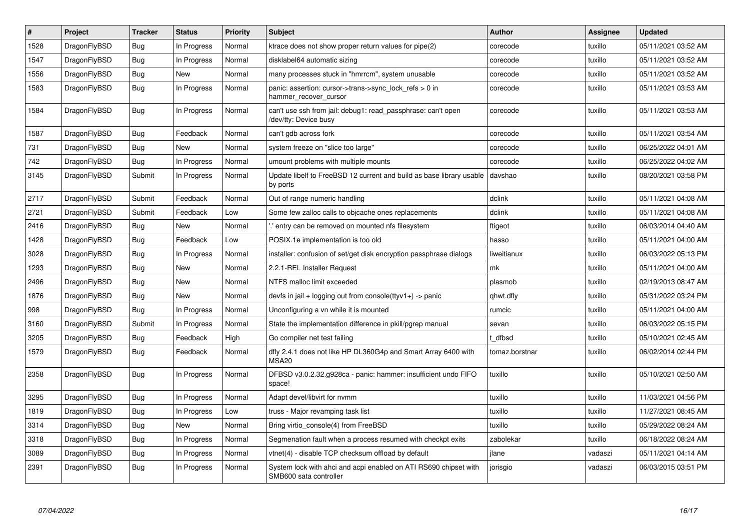| # | Project | Tracker | Status | Priority | Subject | Author | Assignee | Updated |
|---|---|---|---|---|---|---|---|---|
| 1528 | DragonFlyBSD | Bug | In Progress | Normal | ktrace does not show proper return values for pipe(2) | corecode | tuxillo | 05/11/2021 03:52 AM |
| 1547 | DragonFlyBSD | Bug | In Progress | Normal | disklabel64 automatic sizing | corecode | tuxillo | 05/11/2021 03:52 AM |
| 1556 | DragonFlyBSD | Bug | New | Normal | many processes stuck in "hmrrcm", system unusable | corecode | tuxillo | 05/11/2021 03:52 AM |
| 1583 | DragonFlyBSD | Bug | In Progress | Normal | panic: assertion: cursor->trans->sync_lock_refs > 0 in hammer_recover_cursor | corecode | tuxillo | 05/11/2021 03:53 AM |
| 1584 | DragonFlyBSD | Bug | In Progress | Normal | can't use ssh from jail: debug1: read_passphrase: can't open /dev/tty: Device busy | corecode | tuxillo | 05/11/2021 03:53 AM |
| 1587 | DragonFlyBSD | Bug | Feedback | Normal | can't gdb across fork | corecode | tuxillo | 05/11/2021 03:54 AM |
| 731 | DragonFlyBSD | Bug | New | Normal | system freeze on "slice too large" | corecode | tuxillo | 06/25/2022 04:01 AM |
| 742 | DragonFlyBSD | Bug | In Progress | Normal | umount problems with multiple mounts | corecode | tuxillo | 06/25/2022 04:02 AM |
| 3145 | DragonFlyBSD | Submit | In Progress | Normal | Update libelf to FreeBSD 12 current and build as base library usable by ports | davshao | tuxillo | 08/20/2021 03:58 PM |
| 2717 | DragonFlyBSD | Submit | Feedback | Normal | Out of range numeric handling | dclink | tuxillo | 05/11/2021 04:08 AM |
| 2721 | DragonFlyBSD | Submit | Feedback | Low | Some few zalloc calls to objcache ones replacements | dclink | tuxillo | 05/11/2021 04:08 AM |
| 2416 | DragonFlyBSD | Bug | New | Normal | '.' entry can be removed on mounted nfs filesystem | ftigeot | tuxillo | 06/03/2014 04:40 AM |
| 1428 | DragonFlyBSD | Bug | Feedback | Low | POSIX.1e implementation is too old | hasso | tuxillo | 05/11/2021 04:00 AM |
| 3028 | DragonFlyBSD | Bug | In Progress | Normal | installer: confusion of set/get disk encryption passphrase dialogs | liweitianux | tuxillo | 06/03/2022 05:13 PM |
| 1293 | DragonFlyBSD | Bug | New | Normal | 2.2.1-REL Installer Request | mk | tuxillo | 05/11/2021 04:00 AM |
| 2496 | DragonFlyBSD | Bug | New | Normal | NTFS malloc limit exceeded | plasmob | tuxillo | 02/19/2013 08:47 AM |
| 1876 | DragonFlyBSD | Bug | New | Normal | devfs in jail + logging out from console(ttyv1+) -> panic | qhwt.dfly | tuxillo | 05/31/2022 03:24 PM |
| 998 | DragonFlyBSD | Bug | In Progress | Normal | Unconfiguring a vn while it is mounted | rumcic | tuxillo | 05/11/2021 04:00 AM |
| 3160 | DragonFlyBSD | Submit | In Progress | Normal | State the implementation difference in pkill/pgrep manual | sevan | tuxillo | 06/03/2022 05:15 PM |
| 3205 | DragonFlyBSD | Bug | Feedback | High | Go compiler net test failing | t_dfbsd | tuxillo | 05/10/2021 02:45 AM |
| 1579 | DragonFlyBSD | Bug | Feedback | Normal | dfly 2.4.1 does not like HP DL360G4p and Smart Array 6400 with MSA20 | tomaz.borstnar | tuxillo | 06/02/2014 02:44 PM |
| 2358 | DragonFlyBSD | Bug | In Progress | Normal | DFBSD v3.0.2.32.g928ca - panic: hammer: insufficient undo FIFO space! | tuxillo | tuxillo | 05/10/2021 02:50 AM |
| 3295 | DragonFlyBSD | Bug | In Progress | Normal | Adapt devel/libvirt for nvmm | tuxillo | tuxillo | 11/03/2021 04:56 PM |
| 1819 | DragonFlyBSD | Bug | In Progress | Low | truss - Major revamping task list | tuxillo | tuxillo | 11/27/2021 08:45 AM |
| 3314 | DragonFlyBSD | Bug | New | Normal | Bring virtio_console(4) from FreeBSD | tuxillo | tuxillo | 05/29/2022 08:24 AM |
| 3318 | DragonFlyBSD | Bug | In Progress | Normal | Segmenation fault when a process resumed with checkpt exits | zabolekar | tuxillo | 06/18/2022 08:24 AM |
| 3089 | DragonFlyBSD | Bug | In Progress | Normal | vtnet(4) - disable TCP checksum offload by default | jlane | vadaszi | 05/11/2021 04:14 AM |
| 2391 | DragonFlyBSD | Bug | In Progress | Normal | System lock with ahci and acpi enabled on ATI RS690 chipset with SMB600 sata controller | jorisgio | vadaszi | 06/03/2015 03:51 PM |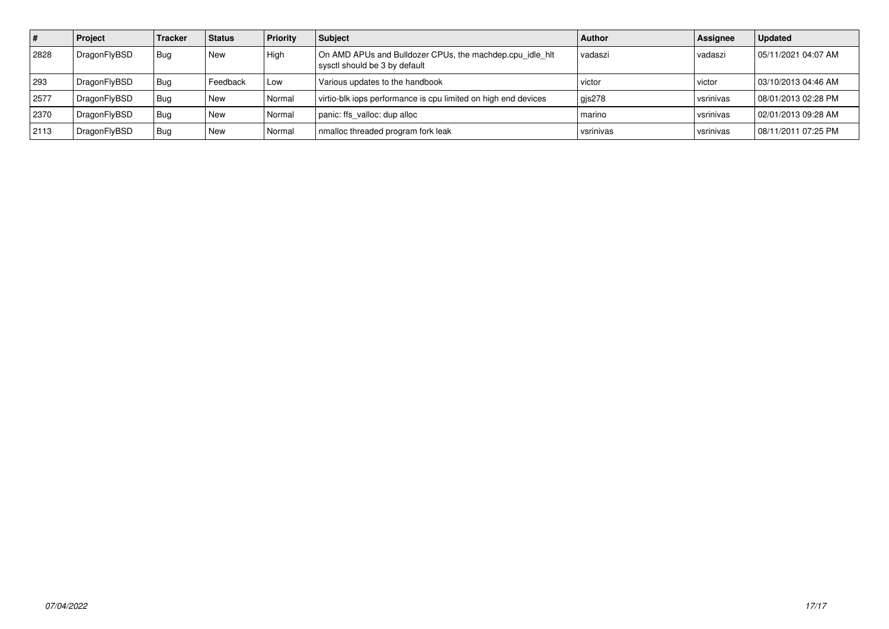| # | Project | Tracker | Status | Priority | Subject | Author | Assignee | Updated |
|---|---|---|---|---|---|---|---|---|
| 2828 | DragonFlyBSD | Bug | New | High | On AMD APUs and Bulldozer CPUs, the machdep.cpu_idle_hlt sysctl should be 3 by default | vadaszi | vadaszi | 05/11/2021 04:07 AM |
| 293 | DragonFlyBSD | Bug | Feedback | Low | Various updates to the handbook | victor | victor | 03/10/2013 04:46 AM |
| 2577 | DragonFlyBSD | Bug | New | Normal | virtio-blk iops performance is cpu limited on high end devices | gjs278 | vsrinivas | 08/01/2013 02:28 PM |
| 2370 | DragonFlyBSD | Bug | New | Normal | panic: ffs_valloc: dup alloc | marino | vsrinivas | 02/01/2013 09:28 AM |
| 2113 | DragonFlyBSD | Bug | New | Normal | nmalloc threaded program fork leak | vsrinivas | vsrinivas | 08/11/2011 07:25 PM |

*07/04/2022*